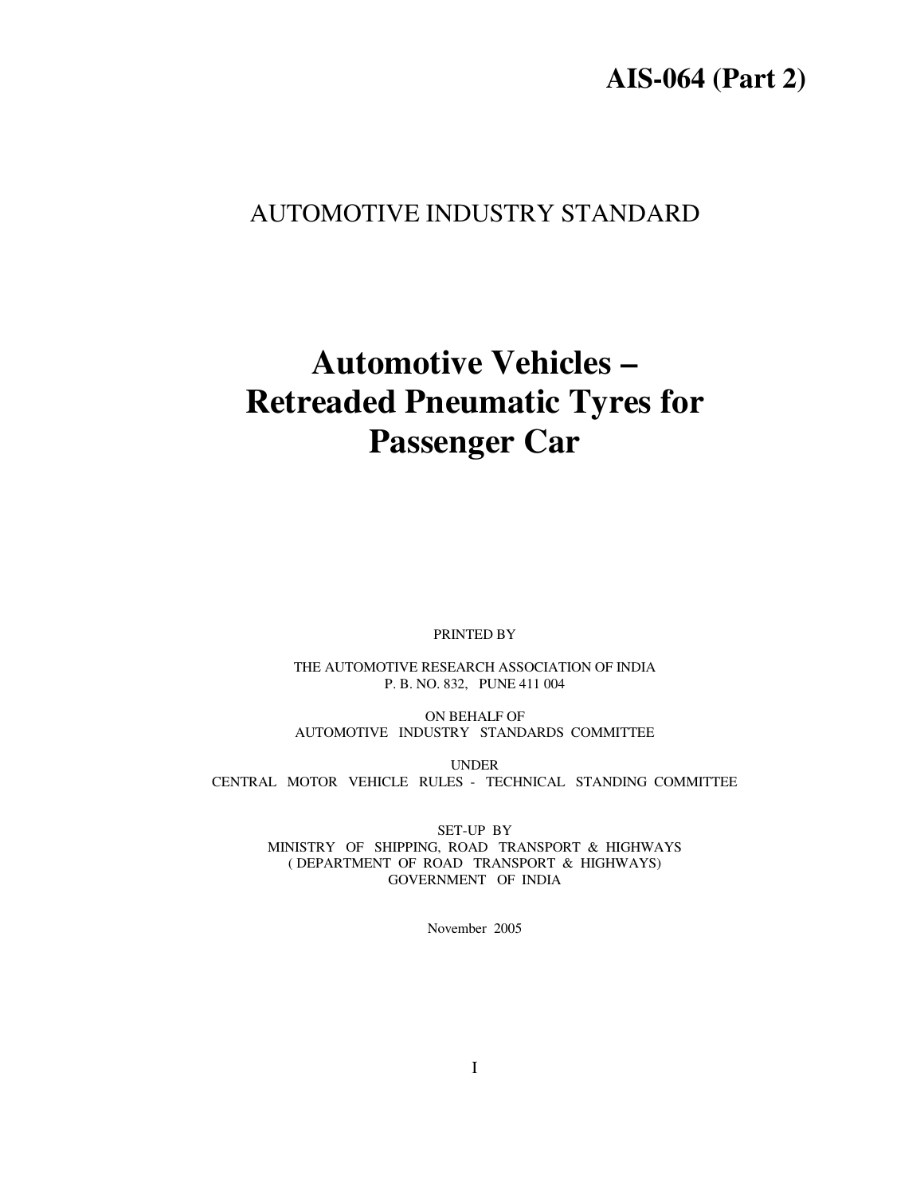**AIS-064 (Part 2)**

AUTOMOTIVE INDUSTRY STANDARD

# Automotive Vehicles – Retreaded Pneumatic Tyres for Passenger Car

PRINTED BY

THE AUTOMOTIVE RESEARCH ASSOCIATION OF INDIA
P. B. NO. 832, PUNE 411 004

ON BEHALF OF
AUTOMOTIVE INDUSTRY STANDARDS COMMITTEE

UNDER
CENTRAL MOTOR VEHICLE RULES - TECHNICAL STANDING COMMITTEE

SET-UP BY
MINISTRY OF SHIPPING, ROAD TRANSPORT & HIGHWAYS
( DEPARTMENT OF ROAD TRANSPORT & HIGHWAYS)
GOVERNMENT OF INDIA

November 2005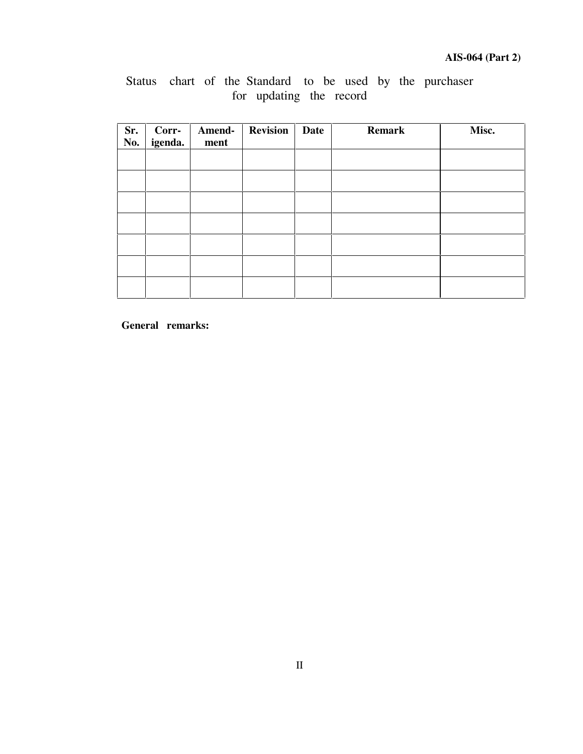Status chart of the Standard to be used by the purchaser for updating the record

| Sr. No. | Corr-igenda. | Amend-ment | Revision | Date | Remark | Misc. |
|---|---|---|---|---|---|---|
| | | | | | | |
| | | | | | | |
| | | | | | | |
| | | | | | | |
| | | | | | | |
| | | | | | | |
| | | | | | | |

**General remarks:**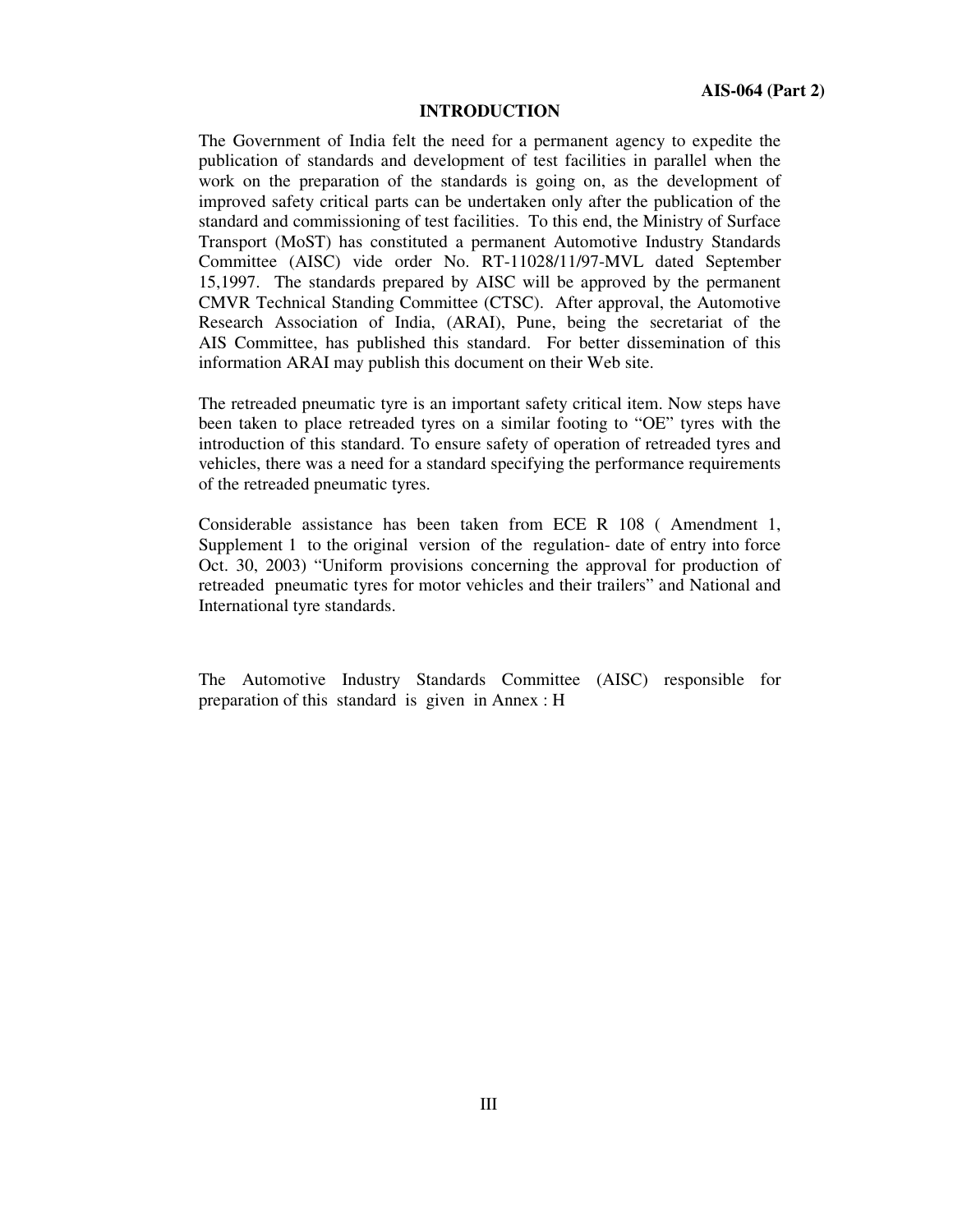# INTRODUCTION

The Government of India felt the need for a permanent agency to expedite the publication of standards and development of test facilities in parallel when the work on the preparation of the standards is going on, as the development of improved safety critical parts can be undertaken only after the publication of the standard and commissioning of test facilities. To this end, the Ministry of Surface Transport (MoST) has constituted a permanent Automotive Industry Standards Committee (AISC) vide order No. RT-11028/11/97-MVL dated September 15,1997. The standards prepared by AISC will be approved by the permanent CMVR Technical Standing Committee (CTSC). After approval, the Automotive Research Association of India, (ARAI), Pune, being the secretariat of the AIS Committee, has published this standard. For better dissemination of this information ARAI may publish this document on their Web site.

The retreaded pneumatic tyre is an important safety critical item. Now steps have been taken to place retreaded tyres on a similar footing to "OE" tyres with the introduction of this standard. To ensure safety of operation of retreaded tyres and vehicles, there was a need for a standard specifying the performance requirements of the retreaded pneumatic tyres.

Considerable assistance has been taken from ECE R 108 ( Amendment 1, Supplement 1 to the original version of the regulation- date of entry into force Oct. 30, 2003) "Uniform provisions concerning the approval for production of retreaded pneumatic tyres for motor vehicles and their trailers" and National and International tyre standards.

The Automotive Industry Standards Committee (AISC) responsible for preparation of this standard is given in Annex : H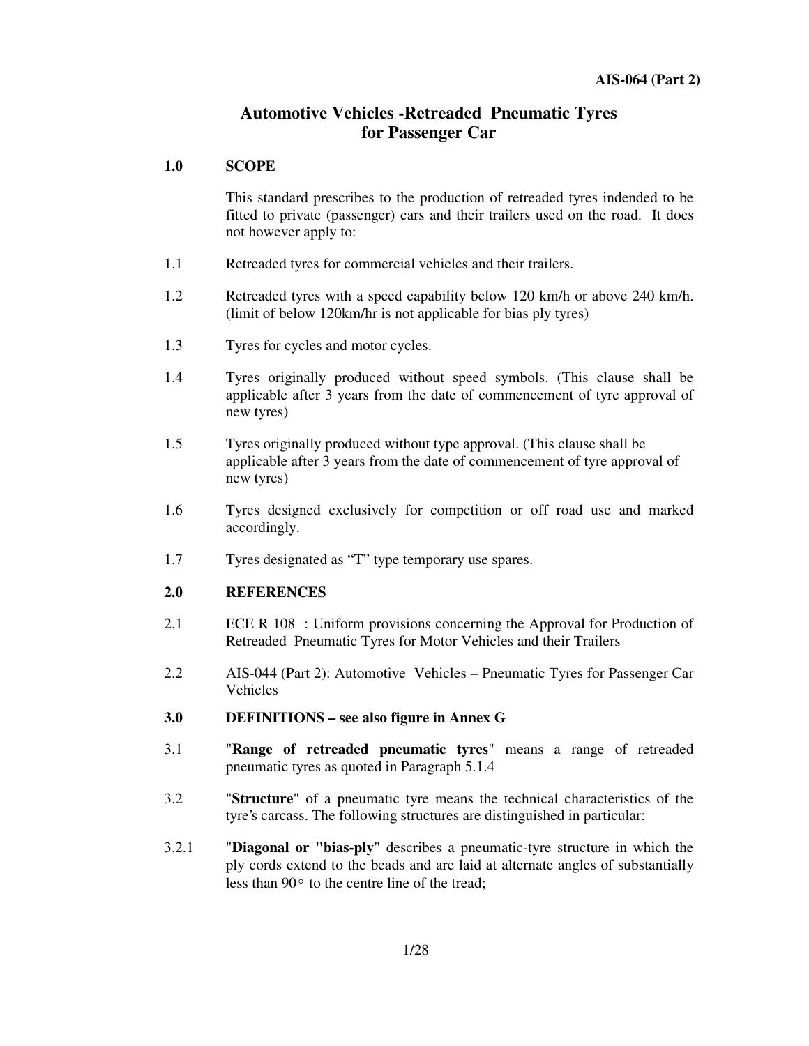# Automotive Vehicles -Retreaded Pneumatic Tyres for Passenger Car

## 1.0 SCOPE

This standard prescribes to the production of retreaded tyres indended to be fitted to private (passenger) cars and their trailers used on the road. It does not however apply to:

1.1 Retreaded tyres for commercial vehicles and their trailers.

1.2 Retreaded tyres with a speed capability below 120 km/h or above 240 km/h. (limit of below 120km/hr is not applicable for bias ply tyres)

1.3 Tyres for cycles and motor cycles.

1.4 Tyres originally produced without speed symbols. (This clause shall be applicable after 3 years from the date of commencement of tyre approval of new tyres)

1.5 Tyres originally produced without type approval. (This clause shall be applicable after 3 years from the date of commencement of tyre approval of new tyres)

1.6 Tyres designed exclusively for competition or off road use and marked accordingly.

1.7 Tyres designated as "T" type temporary use spares.

## 2.0 REFERENCES

2.1 ECE R 108 : Uniform provisions concerning the Approval for Production of Retreaded Pneumatic Tyres for Motor Vehicles and their Trailers

2.2 AIS-044 (Part 2): Automotive Vehicles – Pneumatic Tyres for Passenger Car Vehicles

## 3.0 DEFINITIONS – see also figure in Annex G

3.1 "**Range of retreaded pneumatic tyres**" means a range of retreaded pneumatic tyres as quoted in Paragraph 5.1.4

3.2 "**Structure**" of a pneumatic tyre means the technical characteristics of the tyre's carcass. The following structures are distinguished in particular:

3.2.1 "**Diagonal or "bias-ply**" describes a pneumatic-tyre structure in which the ply cords extend to the beads and are laid at alternate angles of substantially less than 90° to the centre line of the tread;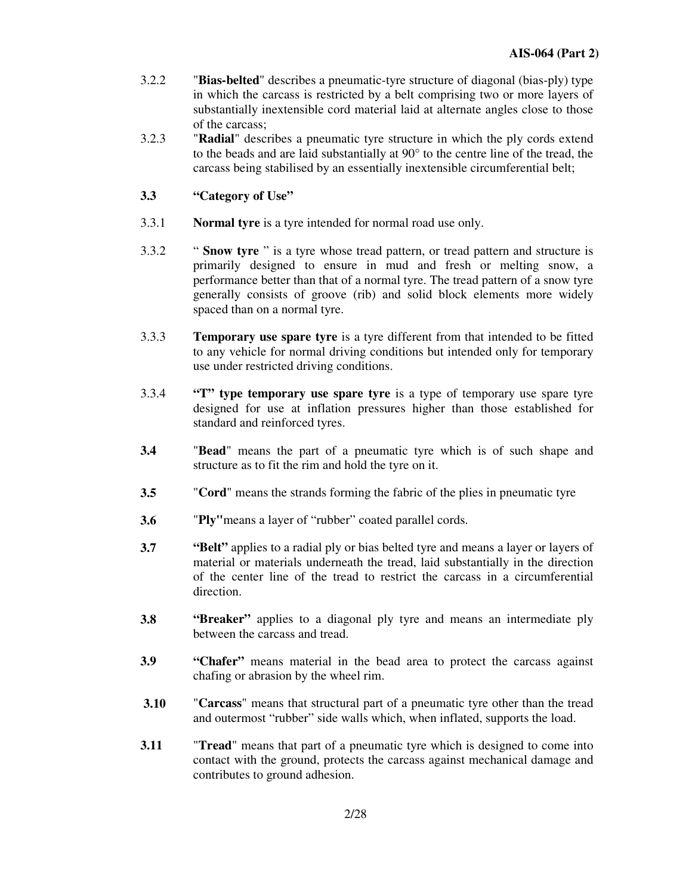3.2.2 "**Bias-belted**" describes a pneumatic-tyre structure of diagonal (bias-ply) type in which the carcass is restricted by a belt comprising two or more layers of substantially inextensible cord material laid at alternate angles close to those of the carcass;

3.2.3 "**Radial**" describes a pneumatic tyre structure in which the ply cords extend to the beads and are laid substantially at 90° to the centre line of the tread, the carcass being stabilised by an essentially inextensible circumferential belt;

**3.3 "Category of Use"**

3.3.1 **Normal tyre** is a tyre intended for normal road use only.

3.3.2 " **Snow tyre** " is a tyre whose tread pattern, or tread pattern and structure is primarily designed to ensure in mud and fresh or melting snow, a performance better than that of a normal tyre. The tread pattern of a snow tyre generally consists of groove (rib) and solid block elements more widely spaced than on a normal tyre.

3.3.3 **Temporary use spare tyre** is a tyre different from that intended to be fitted to any vehicle for normal driving conditions but intended only for temporary use under restricted driving conditions.

3.3.4 **"T" type temporary use spare tyre** is a type of temporary use spare tyre designed for use at inflation pressures higher than those established for standard and reinforced tyres.

**3.4** "**Bead**" means the part of a pneumatic tyre which is of such shape and structure as to fit the rim and hold the tyre on it.

**3.5** "**Cord**" means the strands forming the fabric of the plies in pneumatic tyre

**3.6** "**Ply"**means a layer of "rubber" coated parallel cords.

**3.7** **"Belt"** applies to a radial ply or bias belted tyre and means a layer or layers of material or materials underneath the tread, laid substantially in the direction of the center line of the tread to restrict the carcass in a circumferential direction.

**3.8** **"Breaker"** applies to a diagonal ply tyre and means an intermediate ply between the carcass and tread.

**3.9** **"Chafer"** means material in the bead area to protect the carcass against chafing or abrasion by the wheel rim.

**3.10** "**Carcass**" means that structural part of a pneumatic tyre other than the tread and outermost "rubber" side walls which, when inflated, supports the load.

**3.11** "**Tread**" means that part of a pneumatic tyre which is designed to come into contact with the ground, protects the carcass against mechanical damage and contributes to ground adhesion.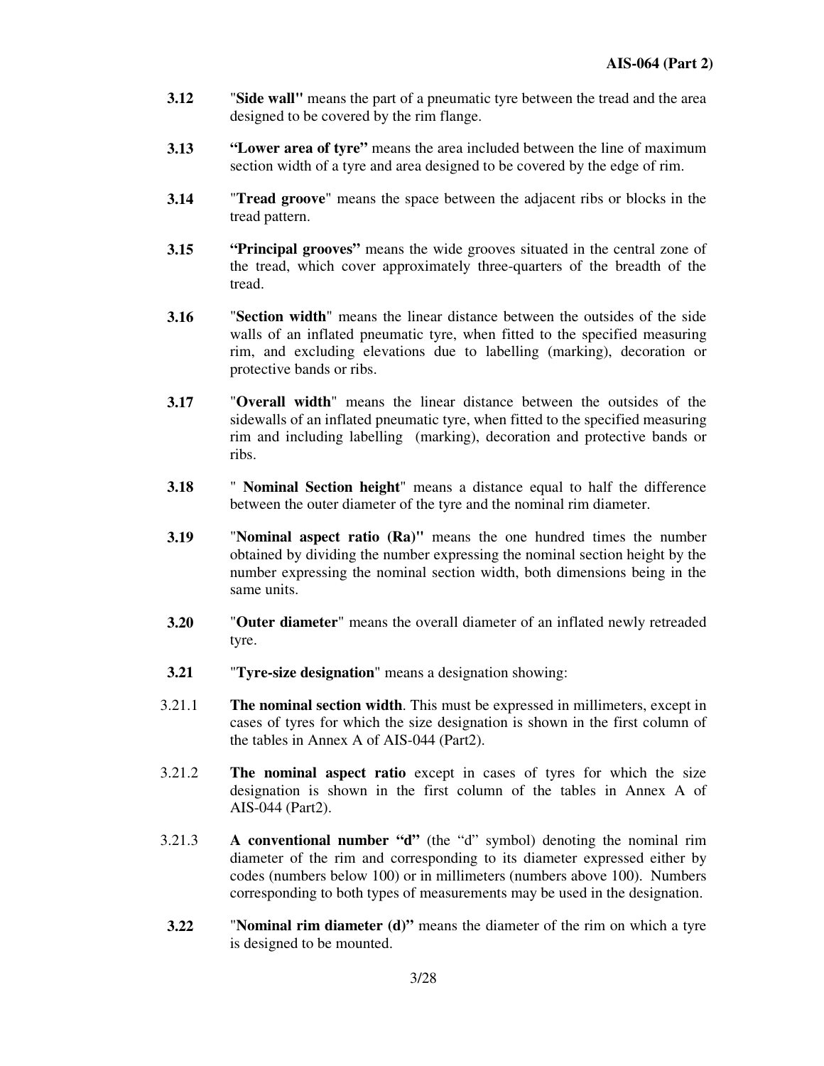**3.12** "**Side wall"** means the part of a pneumatic tyre between the tread and the area designed to be covered by the rim flange.

**3.13** **"Lower area of tyre"** means the area included between the line of maximum section width of a tyre and area designed to be covered by the edge of rim.

**3.14** "**Tread groove**" means the space between the adjacent ribs or blocks in the tread pattern.

**3.15** **"Principal grooves"** means the wide grooves situated in the central zone of the tread, which cover approximately three-quarters of the breadth of the tread.

**3.16** "**Section width**" means the linear distance between the outsides of the side walls of an inflated pneumatic tyre, when fitted to the specified measuring rim, and excluding elevations due to labelling (marking), decoration or protective bands or ribs.

**3.17** "**Overall width**" means the linear distance between the outsides of the sidewalls of an inflated pneumatic tyre, when fitted to the specified measuring rim and including labelling (marking), decoration and protective bands or ribs.

**3.18** " **Nominal Section height**" means a distance equal to half the difference between the outer diameter of the tyre and the nominal rim diameter.

**3.19** "**Nominal aspect ratio (Ra)"** means the one hundred times the number obtained by dividing the number expressing the nominal section height by the number expressing the nominal section width, both dimensions being in the same units.

**3.20** "**Outer diameter**" means the overall diameter of an inflated newly retreaded tyre.

**3.21** "**Tyre-size designation**" means a designation showing:

3.21.1 **The nominal section width**. This must be expressed in millimeters, except in cases of tyres for which the size designation is shown in the first column of the tables in Annex A of AIS-044 (Part2).

3.21.2 **The nominal aspect ratio** except in cases of tyres for which the size designation is shown in the first column of the tables in Annex A of AIS-044 (Part2).

3.21.3 **A conventional number "d"** (the "d" symbol) denoting the nominal rim diameter of the rim and corresponding to its diameter expressed either by codes (numbers below 100) or in millimeters (numbers above 100). Numbers corresponding to both types of measurements may be used in the designation.

**3.22** "**Nominal rim diameter (d)"** means the diameter of the rim on which a tyre is designed to be mounted.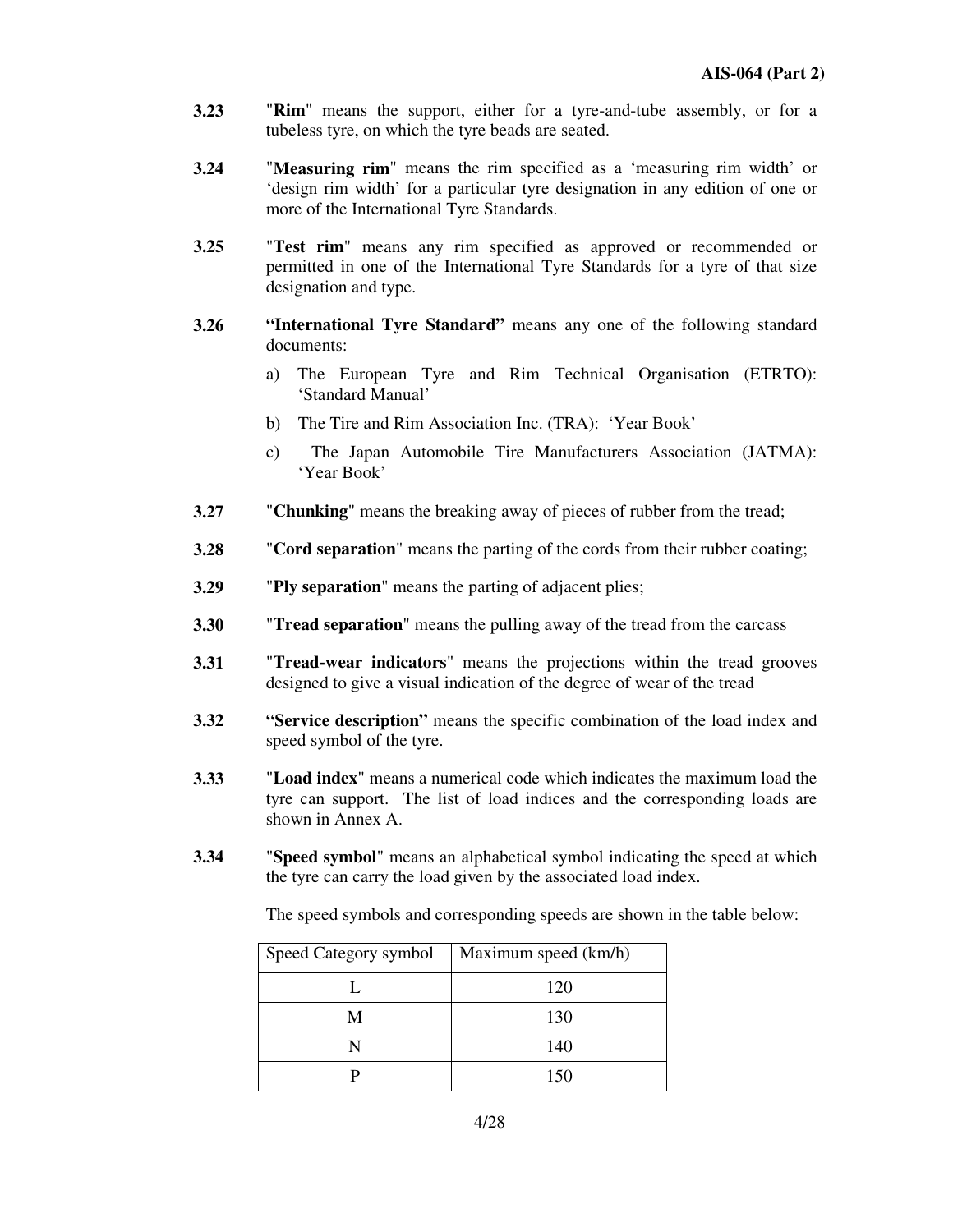**3.23** "**Rim**" means the support, either for a tyre-and-tube assembly, or for a tubeless tyre, on which the tyre beads are seated.

**3.24** "**Measuring rim**" means the rim specified as a 'measuring rim width' or 'design rim width' for a particular tyre designation in any edition of one or more of the International Tyre Standards.

**3.25** "**Test rim**" means any rim specified as approved or recommended or permitted in one of the International Tyre Standards for a tyre of that size designation and type.

**3.26** **"International Tyre Standard"** means any one of the following standard documents:

a) The European Tyre and Rim Technical Organisation (ETRTO): 'Standard Manual'

b) The Tire and Rim Association Inc. (TRA): 'Year Book'

c) The Japan Automobile Tire Manufacturers Association (JATMA): 'Year Book'

**3.27** "**Chunking**" means the breaking away of pieces of rubber from the tread;

**3.28** "**Cord separation**" means the parting of the cords from their rubber coating;

**3.29** "**Ply separation**" means the parting of adjacent plies;

**3.30** "**Tread separation**" means the pulling away of the tread from the carcass

**3.31** "**Tread-wear indicators**" means the projections within the tread grooves designed to give a visual indication of the degree of wear of the tread

**3.32** **"Service description"** means the specific combination of the load index and speed symbol of the tyre.

**3.33** "**Load index**" means a numerical code which indicates the maximum load the tyre can support. The list of load indices and the corresponding loads are shown in Annex A.

**3.34** "**Speed symbol**" means an alphabetical symbol indicating the speed at which the tyre can carry the load given by the associated load index.

The speed symbols and corresponding speeds are shown in the table below:

| Speed Category symbol | Maximum speed (km/h) |
|---|---|
| L | 120 |
| M | 130 |
| N | 140 |
| P | 150 |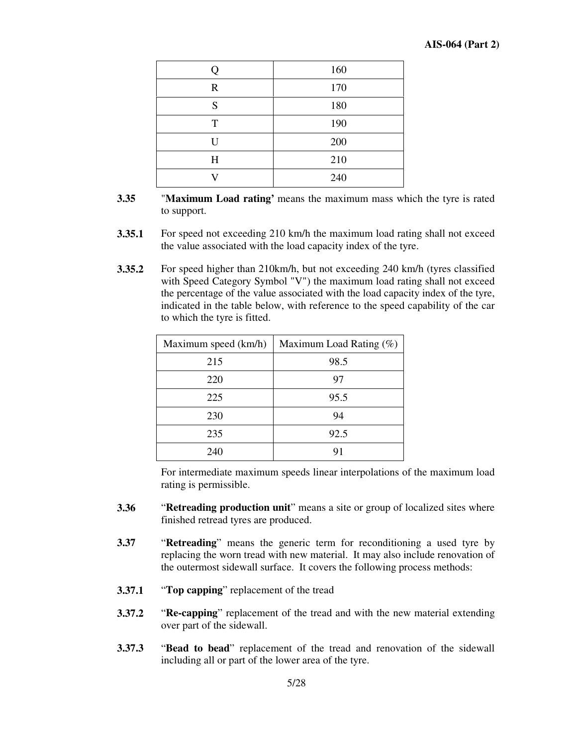| Q | 160 |
|---|---|
| R | 170 |
| S | 180 |
| T | 190 |
| U | 200 |
| H | 210 |
| V | 240 |

**3.35** "**Maximum Load rating'** means the maximum mass which the tyre is rated to support.

**3.35.1** For speed not exceeding 210 km/h the maximum load rating shall not exceed the value associated with the load capacity index of the tyre.

**3.35.2** For speed higher than 210km/h, but not exceeding 240 km/h (tyres classified with Speed Category Symbol "V") the maximum load rating shall not exceed the percentage of the value associated with the load capacity index of the tyre, indicated in the table below, with reference to the speed capability of the car to which the tyre is fitted.

| Maximum speed (km/h) | Maximum Load Rating (%) |
|---|---|
| 215 | 98.5 |
| 220 | 97 |
| 225 | 95.5 |
| 230 | 94 |
| 235 | 92.5 |
| 240 | 91 |

For intermediate maximum speeds linear interpolations of the maximum load rating is permissible.

**3.36** "**Retreading production unit**" means a site or group of localized sites where finished retread tyres are produced.

**3.37** "**Retreading**" means the generic term for reconditioning a used tyre by replacing the worn tread with new material. It may also include renovation of the outermost sidewall surface. It covers the following process methods:

**3.37.1** "**Top capping**" replacement of the tread

**3.37.2** "**Re-capping**" replacement of the tread and with the new material extending over part of the sidewall.

**3.37.3** "**Bead to bead**" replacement of the tread and renovation of the sidewall including all or part of the lower area of the tyre.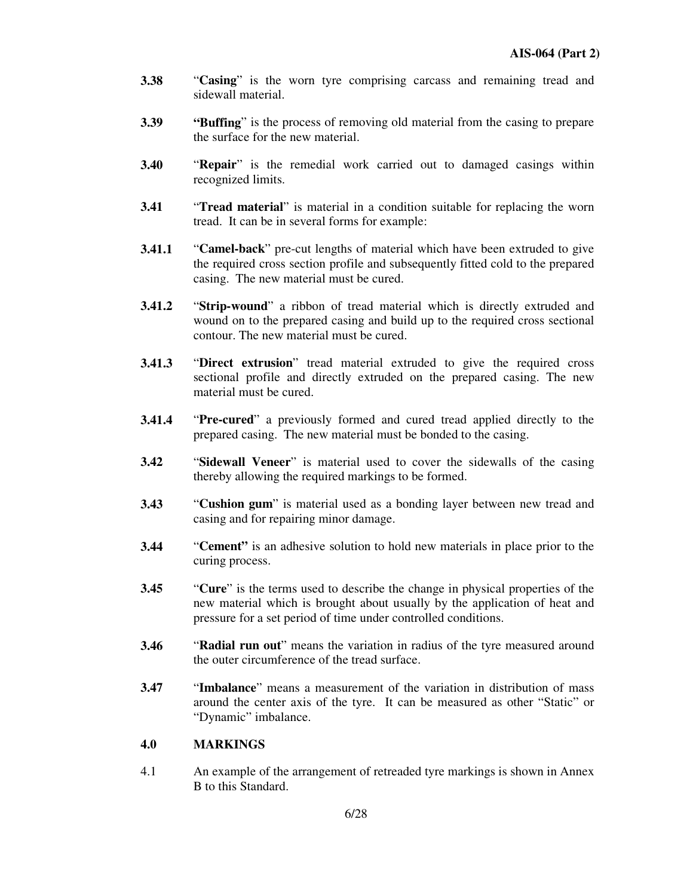**3.38** "**Casing**" is the worn tyre comprising carcass and remaining tread and sidewall material.

**3.39** "**Buffing**" is the process of removing old material from the casing to prepare the surface for the new material.

**3.40** "**Repair**" is the remedial work carried out to damaged casings within recognized limits.

**3.41** "**Tread material**" is material in a condition suitable for replacing the worn tread. It can be in several forms for example:

**3.41.1** "**Camel-back**" pre-cut lengths of material which have been extruded to give the required cross section profile and subsequently fitted cold to the prepared casing. The new material must be cured.

**3.41.2** "**Strip-wound**" a ribbon of tread material which is directly extruded and wound on to the prepared casing and build up to the required cross sectional contour. The new material must be cured.

**3.41.3** "**Direct extrusion**" tread material extruded to give the required cross sectional profile and directly extruded on the prepared casing. The new material must be cured.

**3.41.4** "**Pre-cured**" a previously formed and cured tread applied directly to the prepared casing. The new material must be bonded to the casing.

**3.42** "**Sidewall Veneer**" is material used to cover the sidewalls of the casing thereby allowing the required markings to be formed.

**3.43** "**Cushion gum**" is material used as a bonding layer between new tread and casing and for repairing minor damage.

**3.44** "**Cement"** is an adhesive solution to hold new materials in place prior to the curing process.

**3.45** "**Cure**" is the terms used to describe the change in physical properties of the new material which is brought about usually by the application of heat and pressure for a set period of time under controlled conditions.

**3.46** "**Radial run out**" means the variation in radius of the tyre measured around the outer circumference of the tread surface.

**3.47** "**Imbalance**" means a measurement of the variation in distribution of mass around the center axis of the tyre. It can be measured as other "Static" or "Dynamic" imbalance.

## 4.0 MARKINGS

4.1 An example of the arrangement of retreaded tyre markings is shown in Annex B to this Standard.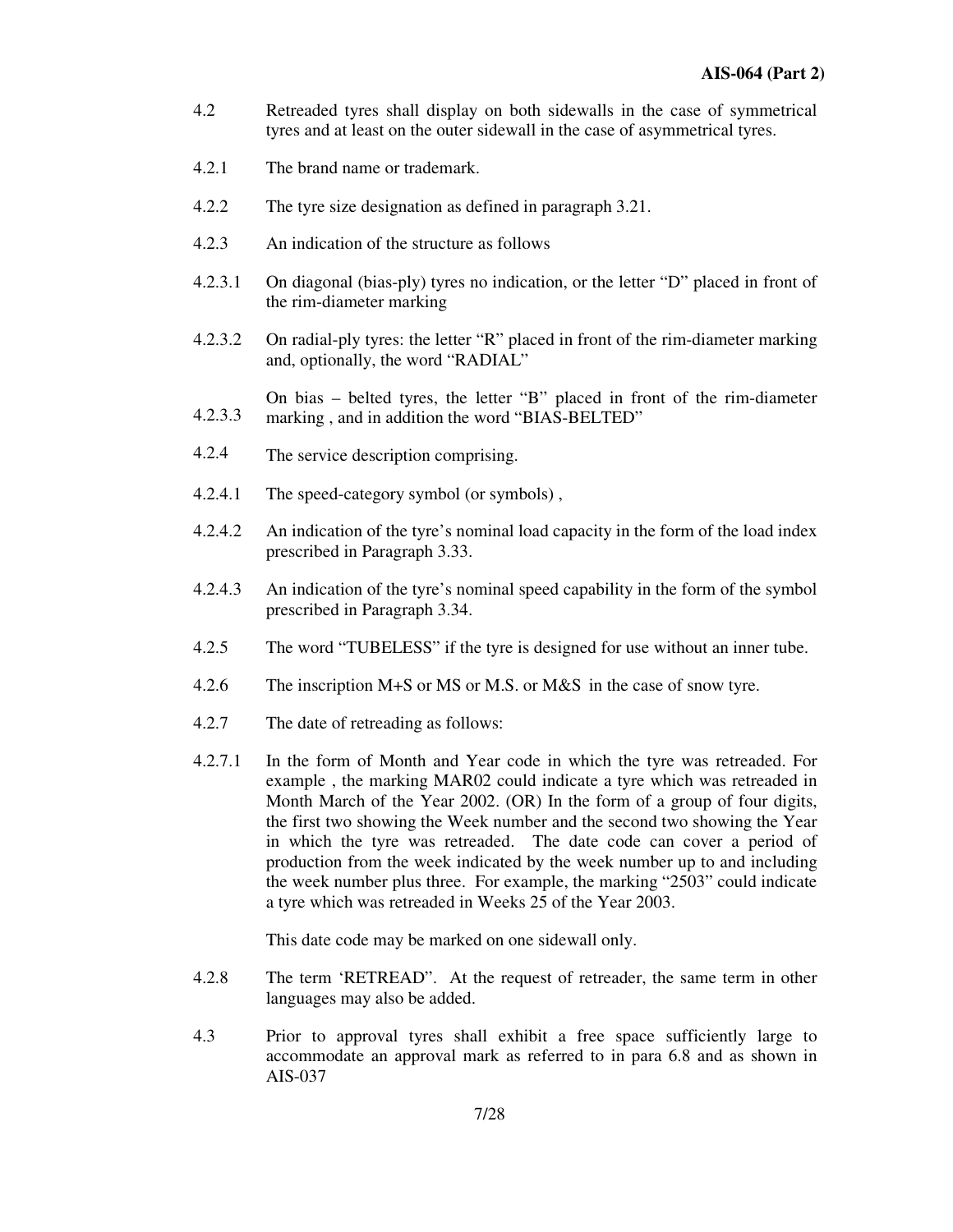4.2 Retreaded tyres shall display on both sidewalls in the case of symmetrical tyres and at least on the outer sidewall in the case of asymmetrical tyres.

4.2.1 The brand name or trademark.

4.2.2 The tyre size designation as defined in paragraph 3.21.

4.2.3 An indication of the structure as follows

4.2.3.1 On diagonal (bias-ply) tyres no indication, or the letter "D" placed in front of the rim-diameter marking

4.2.3.2 On radial-ply tyres: the letter "R" placed in front of the rim-diameter marking and, optionally, the word "RADIAL"

4.2.3.3 On bias – belted tyres, the letter "B" placed in front of the rim-diameter marking , and in addition the word "BIAS-BELTED"

4.2.4 The service description comprising.

4.2.4.1 The speed-category symbol (or symbols) ,

4.2.4.2 An indication of the tyre's nominal load capacity in the form of the load index prescribed in Paragraph 3.33.

4.2.4.3 An indication of the tyre's nominal speed capability in the form of the symbol prescribed in Paragraph 3.34.

4.2.5 The word "TUBELESS" if the tyre is designed for use without an inner tube.

4.2.6 The inscription M+S or MS or M.S. or M&S in the case of snow tyre.

4.2.7 The date of retreading as follows:

4.2.7.1 In the form of Month and Year code in which the tyre was retreaded. For example , the marking MAR02 could indicate a tyre which was retreaded in Month March of the Year 2002. (OR) In the form of a group of four digits, the first two showing the Week number and the second two showing the Year in which the tyre was retreaded. The date code can cover a period of production from the week indicated by the week number up to and including the week number plus three. For example, the marking "2503" could indicate a tyre which was retreaded in Weeks 25 of the Year 2003.

This date code may be marked on one sidewall only.

4.2.8 The term 'RETREAD". At the request of retreader, the same term in other languages may also be added.

4.3 Prior to approval tyres shall exhibit a free space sufficiently large to accommodate an approval mark as referred to in para 6.8 and as shown in AIS-037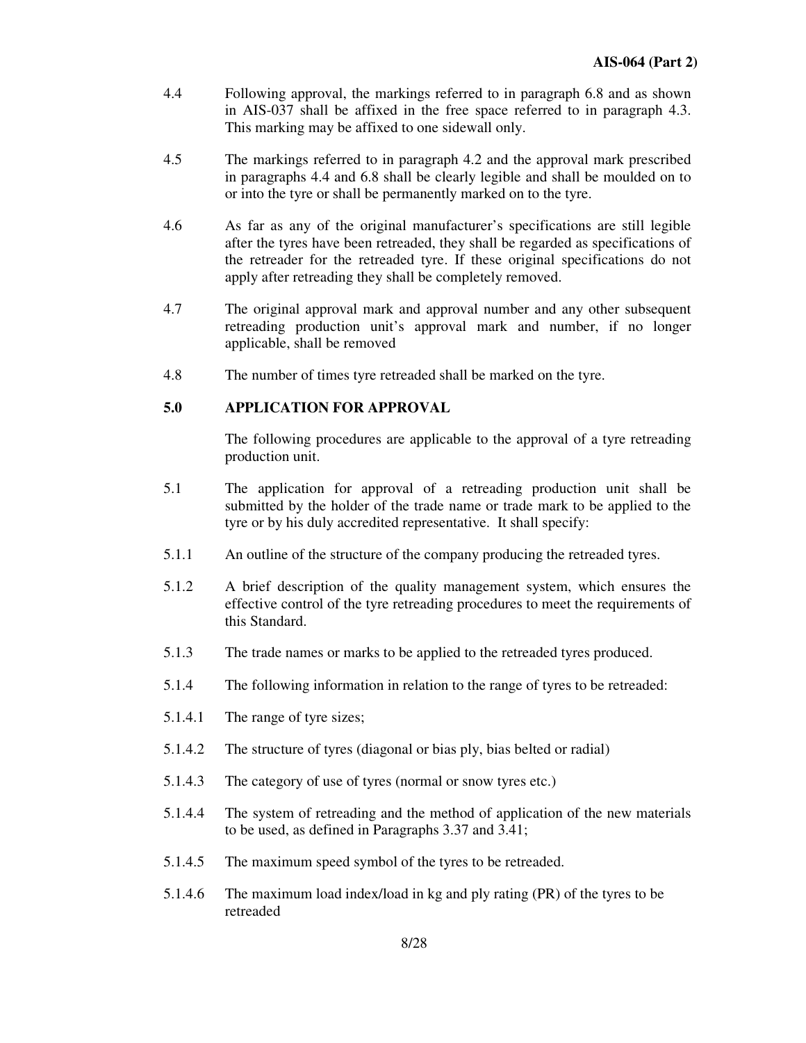4.4 Following approval, the markings referred to in paragraph 6.8 and as shown in AIS-037 shall be affixed in the free space referred to in paragraph 4.3. This marking may be affixed to one sidewall only.

4.5 The markings referred to in paragraph 4.2 and the approval mark prescribed in paragraphs 4.4 and 6.8 shall be clearly legible and shall be moulded on to or into the tyre or shall be permanently marked on to the tyre.

4.6 As far as any of the original manufacturer's specifications are still legible after the tyres have been retreaded, they shall be regarded as specifications of the retreader for the retreaded tyre. If these original specifications do not apply after retreading they shall be completely removed.

4.7 The original approval mark and approval number and any other subsequent retreading production unit's approval mark and number, if no longer applicable, shall be removed

4.8 The number of times tyre retreaded shall be marked on the tyre.

## 5.0 APPLICATION FOR APPROVAL

The following procedures are applicable to the approval of a tyre retreading production unit.

5.1 The application for approval of a retreading production unit shall be submitted by the holder of the trade name or trade mark to be applied to the tyre or by his duly accredited representative. It shall specify:

5.1.1 An outline of the structure of the company producing the retreaded tyres.

5.1.2 A brief description of the quality management system, which ensures the effective control of the tyre retreading procedures to meet the requirements of this Standard.

5.1.3 The trade names or marks to be applied to the retreaded tyres produced.

5.1.4 The following information in relation to the range of tyres to be retreaded:

5.1.4.1 The range of tyre sizes;

5.1.4.2 The structure of tyres (diagonal or bias ply, bias belted or radial)

5.1.4.3 The category of use of tyres (normal or snow tyres etc.)

5.1.4.4 The system of retreading and the method of application of the new materials to be used, as defined in Paragraphs 3.37 and 3.41;

5.1.4.5 The maximum speed symbol of the tyres to be retreaded.

5.1.4.6 The maximum load index/load in kg and ply rating (PR) of the tyres to be retreaded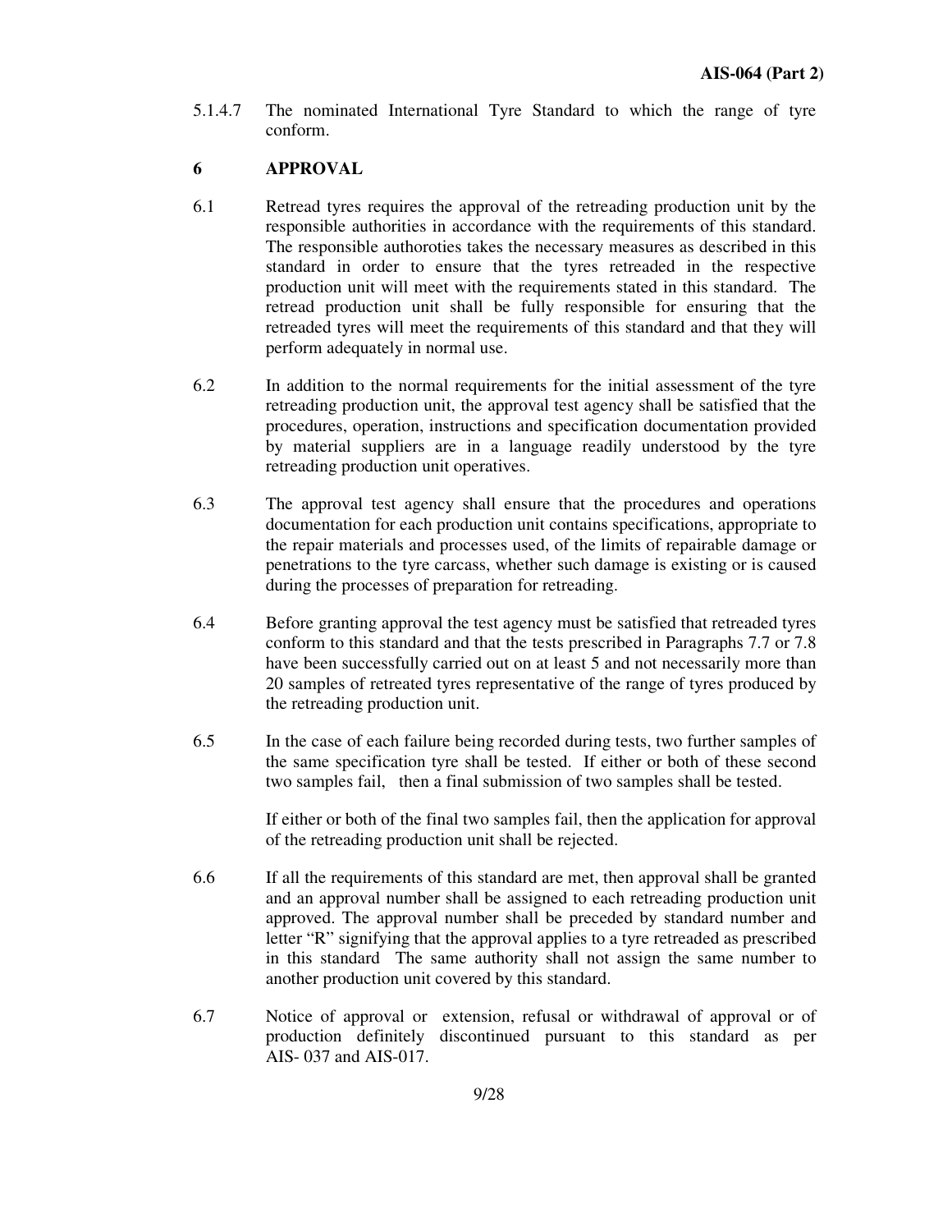5.1.4.7 The nominated International Tyre Standard to which the range of tyre conform.

## 6 APPROVAL

6.1 Retread tyres requires the approval of the retreading production unit by the responsible authorities in accordance with the requirements of this standard. The responsible authoroties takes the necessary measures as described in this standard in order to ensure that the tyres retreaded in the respective production unit will meet with the requirements stated in this standard. The retread production unit shall be fully responsible for ensuring that the retreaded tyres will meet the requirements of this standard and that they will perform adequately in normal use.

6.2 In addition to the normal requirements for the initial assessment of the tyre retreading production unit, the approval test agency shall be satisfied that the procedures, operation, instructions and specification documentation provided by material suppliers are in a language readily understood by the tyre retreading production unit operatives.

6.3 The approval test agency shall ensure that the procedures and operations documentation for each production unit contains specifications, appropriate to the repair materials and processes used, of the limits of repairable damage or penetrations to the tyre carcass, whether such damage is existing or is caused during the processes of preparation for retreading.

6.4 Before granting approval the test agency must be satisfied that retreaded tyres conform to this standard and that the tests prescribed in Paragraphs 7.7 or 7.8 have been successfully carried out on at least 5 and not necessarily more than 20 samples of retreated tyres representative of the range of tyres produced by the retreading production unit.

6.5 In the case of each failure being recorded during tests, two further samples of the same specification tyre shall be tested. If either or both of these second two samples fail, then a final submission of two samples shall be tested.

If either or both of the final two samples fail, then the application for approval of the retreading production unit shall be rejected.

6.6 If all the requirements of this standard are met, then approval shall be granted and an approval number shall be assigned to each retreading production unit approved. The approval number shall be preceded by standard number and letter "R" signifying that the approval applies to a tyre retreaded as prescribed in this standard The same authority shall not assign the same number to another production unit covered by this standard.

6.7 Notice of approval or extension, refusal or withdrawal of approval or of production definitely discontinued pursuant to this standard as per AIS- 037 and AIS-017.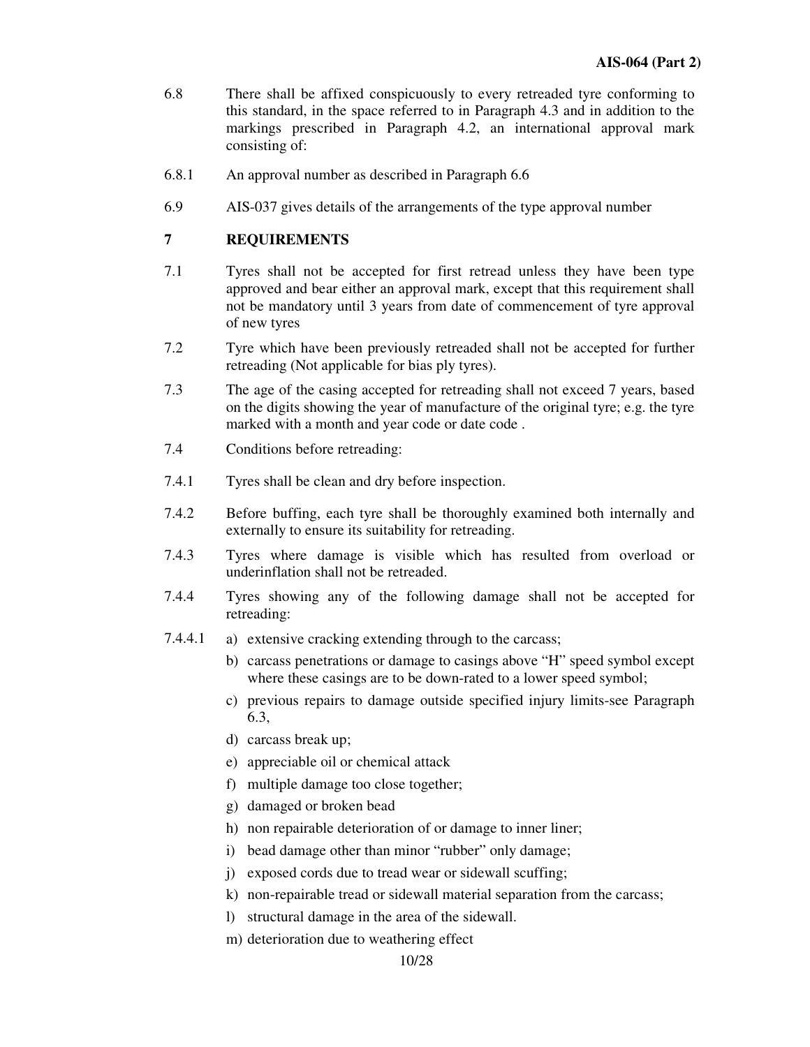6.8 There shall be affixed conspicuously to every retreaded tyre conforming to this standard, in the space referred to in Paragraph 4.3 and in addition to the markings prescribed in Paragraph 4.2, an international approval mark consisting of:

6.8.1 An approval number as described in Paragraph 6.6

6.9 AIS-037 gives details of the arrangements of the type approval number

## 7 REQUIREMENTS

7.1 Tyres shall not be accepted for first retread unless they have been type approved and bear either an approval mark, except that this requirement shall not be mandatory until 3 years from date of commencement of tyre approval of new tyres

7.2 Tyre which have been previously retreaded shall not be accepted for further retreading (Not applicable for bias ply tyres).

7.3 The age of the casing accepted for retreading shall not exceed 7 years, based on the digits showing the year of manufacture of the original tyre; e.g. the tyre marked with a month and year code or date code .

7.4 Conditions before retreading:

7.4.1 Tyres shall be clean and dry before inspection.

7.4.2 Before buffing, each tyre shall be thoroughly examined both internally and externally to ensure its suitability for retreading.

7.4.3 Tyres where damage is visible which has resulted from overload or underinflation shall not be retreaded.

7.4.4 Tyres showing any of the following damage shall not be accepted for retreading:

7.4.4.1

a) extensive cracking extending through to the carcass;
b) carcass penetrations or damage to casings above "H" speed symbol except where these casings are to be down-rated to a lower speed symbol;
c) previous repairs to damage outside specified injury limits-see Paragraph 6.3,
d) carcass break up;
e) appreciable oil or chemical attack
f) multiple damage too close together;
g) damaged or broken bead
h) non repairable deterioration of or damage to inner liner;
i) bead damage other than minor "rubber" only damage;
j) exposed cords due to tread wear or sidewall scuffing;
k) non-repairable tread or sidewall material separation from the carcass;
l) structural damage in the area of the sidewall.
m) deterioration due to weathering effect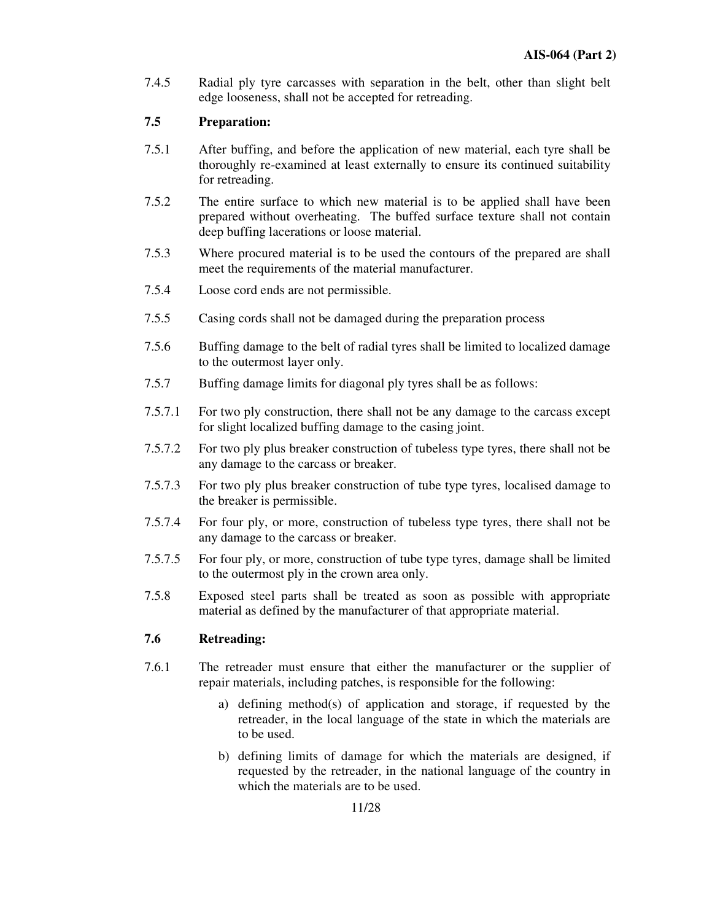7.4.5 Radial ply tyre carcasses with separation in the belt, other than slight belt edge looseness, shall not be accepted for retreading.

### 7.5 Preparation:

7.5.1 After buffing, and before the application of new material, each tyre shall be thoroughly re-examined at least externally to ensure its continued suitability for retreading.

7.5.2 The entire surface to which new material is to be applied shall have been prepared without overheating. The buffed surface texture shall not contain deep buffing lacerations or loose material.

7.5.3 Where procured material is to be used the contours of the prepared are shall meet the requirements of the material manufacturer.

7.5.4 Loose cord ends are not permissible.

7.5.5 Casing cords shall not be damaged during the preparation process

7.5.6 Buffing damage to the belt of radial tyres shall be limited to localized damage to the outermost layer only.

7.5.7 Buffing damage limits for diagonal ply tyres shall be as follows:

7.5.7.1 For two ply construction, there shall not be any damage to the carcass except for slight localized buffing damage to the casing joint.

7.5.7.2 For two ply plus breaker construction of tubeless type tyres, there shall not be any damage to the carcass or breaker.

7.5.7.3 For two ply plus breaker construction of tube type tyres, localised damage to the breaker is permissible.

7.5.7.4 For four ply, or more, construction of tubeless type tyres, there shall not be any damage to the carcass or breaker.

7.5.7.5 For four ply, or more, construction of tube type tyres, damage shall be limited to the outermost ply in the crown area only.

7.5.8 Exposed steel parts shall be treated as soon as possible with appropriate material as defined by the manufacturer of that appropriate material.

### 7.6 Retreading:

7.6.1 The retreader must ensure that either the manufacturer or the supplier of repair materials, including patches, is responsible for the following:

a) defining method(s) of application and storage, if requested by the retreader, in the local language of the state in which the materials are to be used.

b) defining limits of damage for which the materials are designed, if requested by the retreader, in the national language of the country in which the materials are to be used.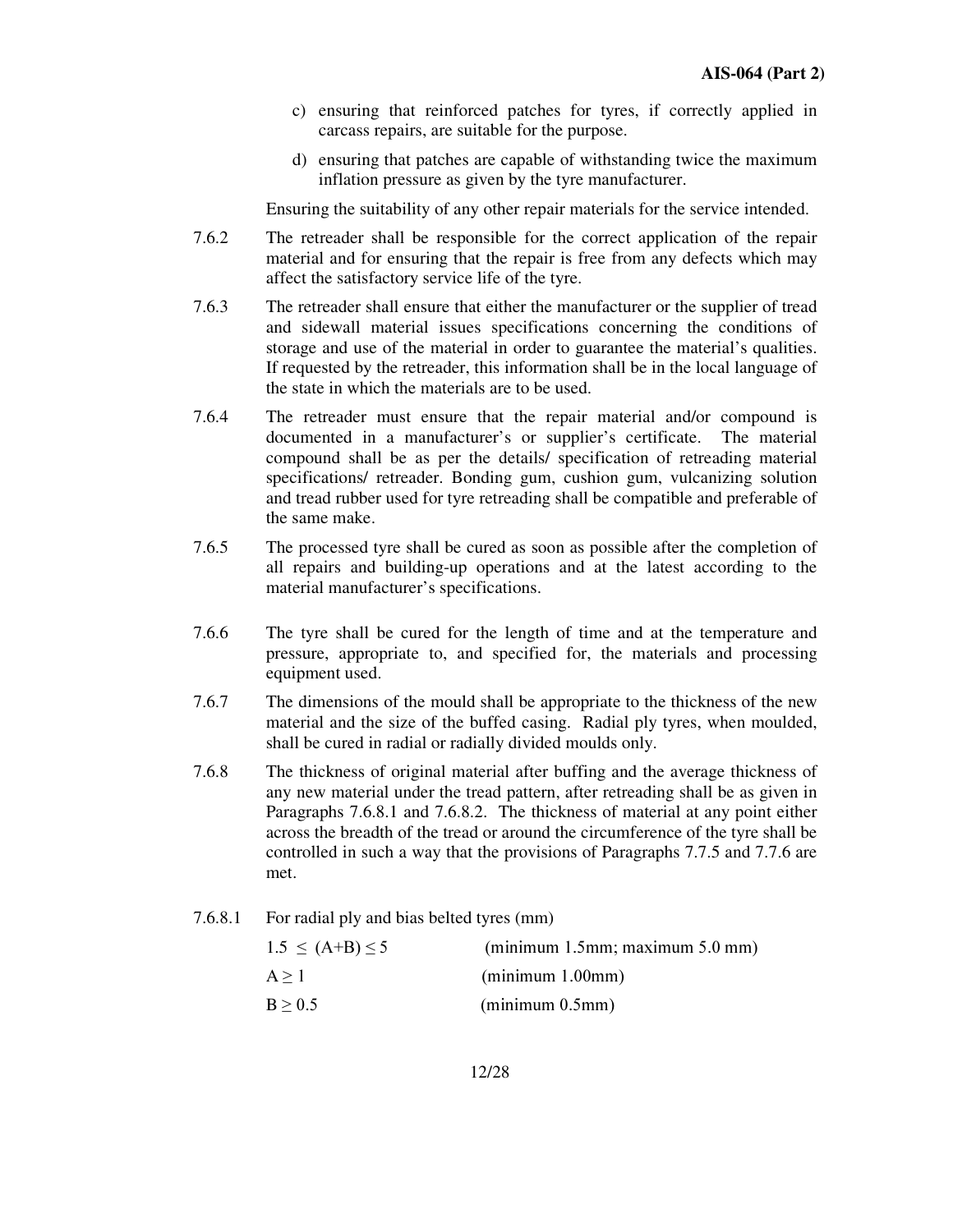c) ensuring that reinforced patches for tyres, if correctly applied in carcass repairs, are suitable for the purpose.

d) ensuring that patches are capable of withstanding twice the maximum inflation pressure as given by the tyre manufacturer.

Ensuring the suitability of any other repair materials for the service intended.

7.6.2 The retreader shall be responsible for the correct application of the repair material and for ensuring that the repair is free from any defects which may affect the satisfactory service life of the tyre.

7.6.3 The retreader shall ensure that either the manufacturer or the supplier of tread and sidewall material issues specifications concerning the conditions of storage and use of the material in order to guarantee the material's qualities. If requested by the retreader, this information shall be in the local language of the state in which the materials are to be used.

7.6.4 The retreader must ensure that the repair material and/or compound is documented in a manufacturer's or supplier's certificate. The material compound shall be as per the details/ specification of retreading material specifications/ retreader. Bonding gum, cushion gum, vulcanizing solution and tread rubber used for tyre retreading shall be compatible and preferable of the same make.

7.6.5 The processed tyre shall be cured as soon as possible after the completion of all repairs and building-up operations and at the latest according to the material manufacturer's specifications.

7.6.6 The tyre shall be cured for the length of time and at the temperature and pressure, appropriate to, and specified for, the materials and processing equipment used.

7.6.7 The dimensions of the mould shall be appropriate to the thickness of the new material and the size of the buffed casing. Radial ply tyres, when moulded, shall be cured in radial or radially divided moulds only.

7.6.8 The thickness of original material after buffing and the average thickness of any new material under the tread pattern, after retreading shall be as given in Paragraphs 7.6.8.1 and 7.6.8.2. The thickness of material at any point either across the breadth of the tread or around the circumference of the tyre shall be controlled in such a way that the provisions of Paragraphs 7.7.5 and 7.7.6 are met.

7.6.8.1 For radial ply and bias belted tyres (mm)

$1.5 \leq (A+B) \leq 5$ (minimum 1.5mm; maximum 5.0 mm)

$A \geq 1$ (minimum 1.00mm)

$B \geq 0.5$ (minimum 0.5mm)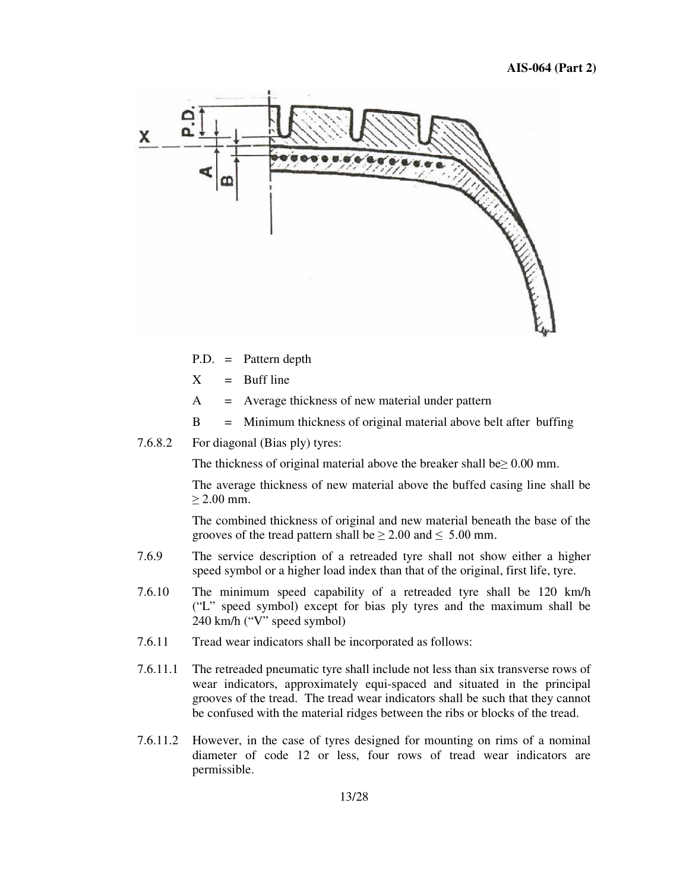P.D. = Pattern depth

X = Buff line

A = Average thickness of new material under pattern

B = Minimum thickness of original material above belt after buffing

7.6.8.2 For diagonal (Bias ply) tyres:

The thickness of original material above the breaker shall be≥ 0.00 mm.

The average thickness of new material above the buffed casing line shall be ≥ 2.00 mm.

The combined thickness of original and new material beneath the base of the grooves of the tread pattern shall be ≥ 2.00 and ≤ 5.00 mm.

7.6.9 The service description of a retreaded tyre shall not show either a higher speed symbol or a higher load index than that of the original, first life, tyre.

7.6.10 The minimum speed capability of a retreaded tyre shall be 120 km/h ("L" speed symbol) except for bias ply tyres and the maximum shall be 240 km/h ("V" speed symbol)

7.6.11 Tread wear indicators shall be incorporated as follows:

7.6.11.1 The retreaded pneumatic tyre shall include not less than six transverse rows of wear indicators, approximately equi-spaced and situated in the principal grooves of the tread. The tread wear indicators shall be such that they cannot be confused with the material ridges between the ribs or blocks of the tread.

7.6.11.2 However, in the case of tyres designed for mounting on rims of a nominal diameter of code 12 or less, four rows of tread wear indicators are permissible.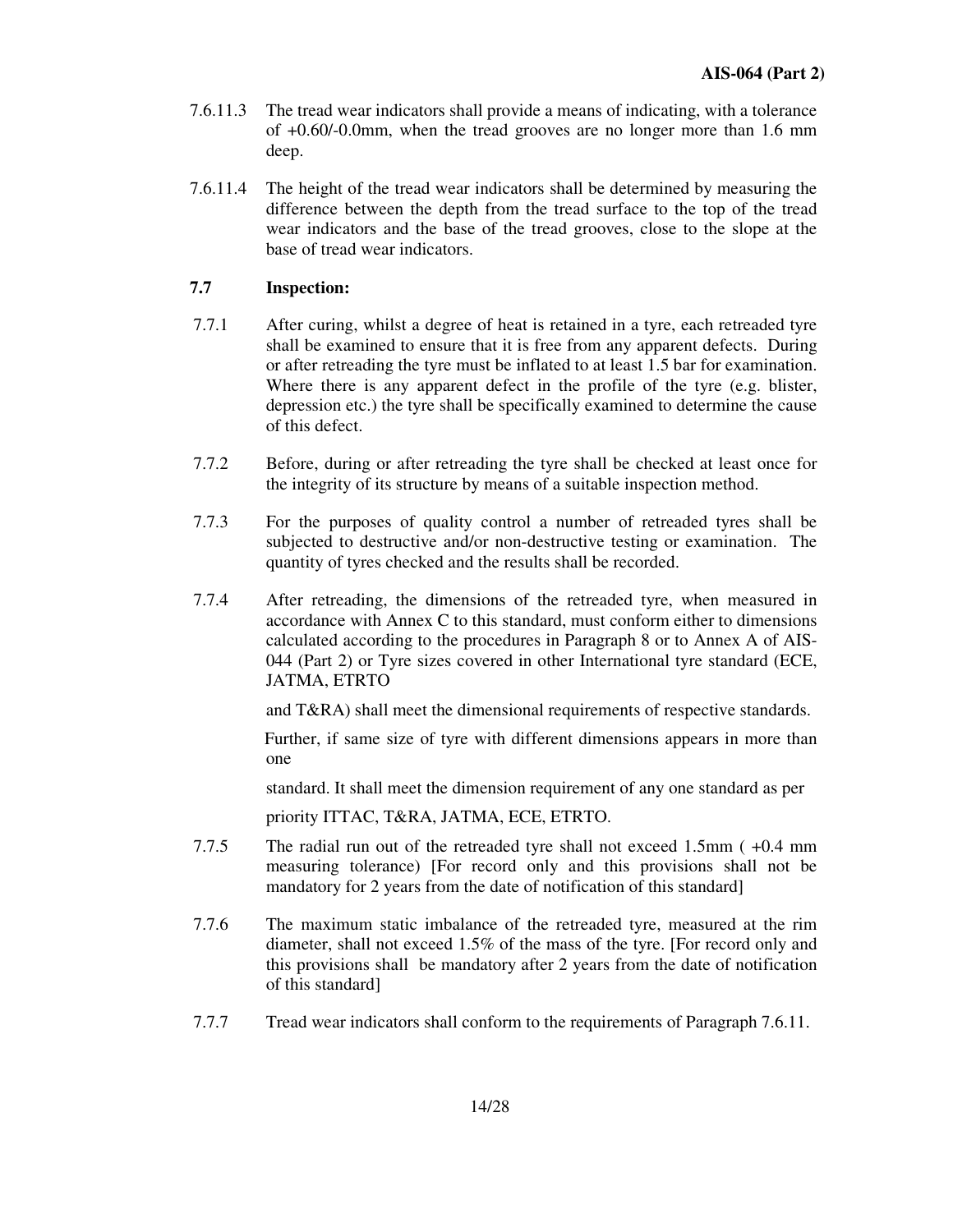7.6.11.3 The tread wear indicators shall provide a means of indicating, with a tolerance of +0.60/-0.0mm, when the tread grooves are no longer more than 1.6 mm deep.

7.6.11.4 The height of the tread wear indicators shall be determined by measuring the difference between the depth from the tread surface to the top of the tread wear indicators and the base of the tread grooves, close to the slope at the base of tread wear indicators.

**7.7 Inspection:**

7.7.1 After curing, whilst a degree of heat is retained in a tyre, each retreaded tyre shall be examined to ensure that it is free from any apparent defects. During or after retreading the tyre must be inflated to at least 1.5 bar for examination. Where there is any apparent defect in the profile of the tyre (e.g. blister, depression etc.) the tyre shall be specifically examined to determine the cause of this defect.

7.7.2 Before, during or after retreading the tyre shall be checked at least once for the integrity of its structure by means of a suitable inspection method.

7.7.3 For the purposes of quality control a number of retreaded tyres shall be subjected to destructive and/or non-destructive testing or examination. The quantity of tyres checked and the results shall be recorded.

7.7.4 After retreading, the dimensions of the retreaded tyre, when measured in accordance with Annex C to this standard, must conform either to dimensions calculated according to the procedures in Paragraph 8 or to Annex A of AIS-044 (Part 2) or Tyre sizes covered in other International tyre standard (ECE, JATMA, ETRTO

and T&RA) shall meet the dimensional requirements of respective standards.

Further, if same size of tyre with different dimensions appears in more than one

standard. It shall meet the dimension requirement of any one standard as per

priority ITTAC, T&RA, JATMA, ECE, ETRTO.

7.7.5 The radial run out of the retreaded tyre shall not exceed 1.5mm ( +0.4 mm measuring tolerance) [For record only and this provisions shall not be mandatory for 2 years from the date of notification of this standard]

7.7.6 The maximum static imbalance of the retreaded tyre, measured at the rim diameter, shall not exceed 1.5% of the mass of the tyre. [For record only and this provisions shall be mandatory after 2 years from the date of notification of this standard]

7.7.7 Tread wear indicators shall conform to the requirements of Paragraph 7.6.11.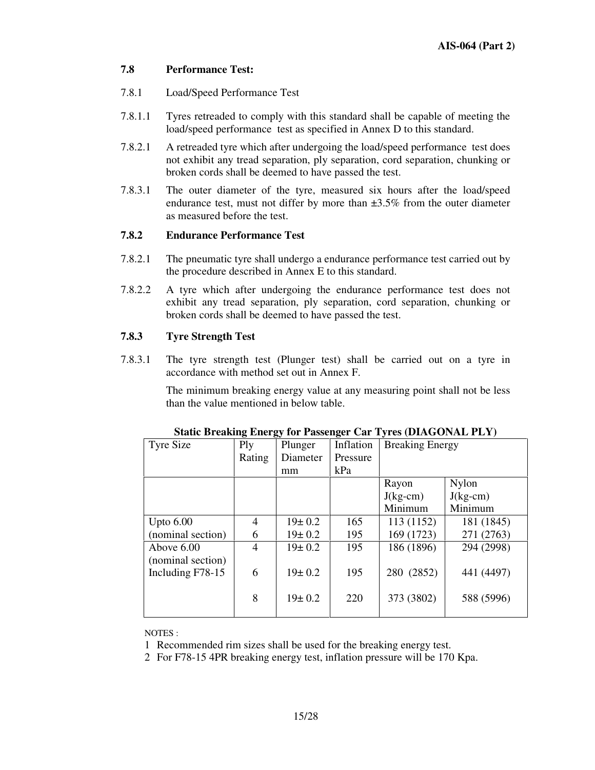### 7.8 Performance Test:

7.8.1 Load/Speed Performance Test

7.8.1.1 Tyres retreaded to comply with this standard shall be capable of meeting the load/speed performance test as specified in Annex D to this standard.

7.8.2.1 A retreaded tyre which after undergoing the load/speed performance test does not exhibit any tread separation, ply separation, cord separation, chunking or broken cords shall be deemed to have passed the test.

7.8.3.1 The outer diameter of the tyre, measured six hours after the load/speed endurance test, must not differ by more than ±3.5% from the outer diameter as measured before the test.

### 7.8.2 Endurance Performance Test

7.8.2.1 The pneumatic tyre shall undergo a endurance performance test carried out by the procedure described in Annex E to this standard.

7.8.2.2 A tyre which after undergoing the endurance performance test does not exhibit any tread separation, ply separation, cord separation, chunking or broken cords shall be deemed to have passed the test.

### 7.8.3 Tyre Strength Test

7.8.3.1 The tyre strength test (Plunger test) shall be carried out on a tyre in accordance with method set out in Annex F.

The minimum breaking energy value at any measuring point shall not be less than the value mentioned in below table.

**Static Breaking Energy for Passenger Car Tyres (DIAGONAL PLY)**

| Tyre Size | Ply Rating | Plunger Diameter mm | Inflation Pressure kPa | Breaking Energy | |
|---|---|---|---|---|---|
| | | | | Rayon J(kg-cm) Minimum | Nylon J(kg-cm) Minimum |
| Upto 6.00 (nominal section) | 4 | 19± 0.2 | 165 | 113 (1152) | 181 (1845) |
| | 6 | 19± 0.2 | 195 | 169 (1723) | 271 (2763) |
| Above 6.00 (nominal section) Including F78-15 | 4 | 19± 0.2 | 195 | 186 (1896) | 294 (2998) |
| | 6 | 19± 0.2 | 195 | 280 (2852) | 441 (4497) |
| | 8 | 19± 0.2 | 220 | 373 (3802) | 588 (5996) |

NOTES :

1 Recommended rim sizes shall be used for the breaking energy test.

2 For F78-15 4PR breaking energy test, inflation pressure will be 170 Kpa.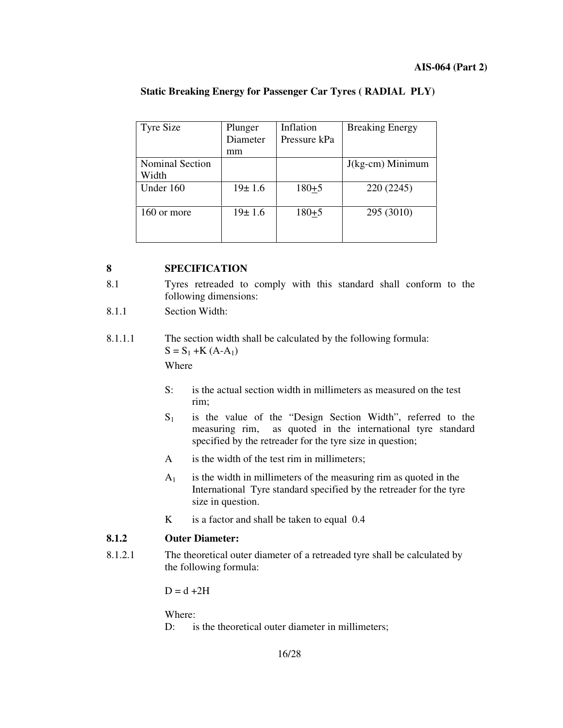**Static Breaking Energy for Passenger Car Tyres ( RADIAL PLY)**

| Tyre Size | Plunger Diameter mm | Inflation Pressure kPa | Breaking Energy |
|---|---|---|---|
| Nominal Section Width | | | J(kg-cm) Minimum |
| Under 160 | 19± 1.6 | 180±5 | 220 (2245) |
| 160 or more | 19± 1.6 | 180±5 | 295 (3010) |

## 8 SPECIFICATION

8.1 Tyres retreaded to comply with this standard shall conform to the following dimensions:

8.1.1 Section Width:

8.1.1.1 The section width shall be calculated by the following formula:

$S = S_1 + K (A - A_1)$

Where

- S: is the actual section width in millimeters as measured on the test rim;
- $S_1$ is the value of the "Design Section Width", referred to the measuring rim, as quoted in the international tyre standard specified by the retreader for the tyre size in question;
- A is the width of the test rim in millimeters;
- $A_1$ is the width in millimeters of the measuring rim as quoted in the International Tyre standard specified by the retreader for the tyre size in question.
- K is a factor and shall be taken to equal 0.4

### 8.1.2 Outer Diameter:

8.1.2.1 The theoretical outer diameter of a retreaded tyre shall be calculated by the following formula:

$D = d + 2H$

Where:

D: is the theoretical outer diameter in millimeters;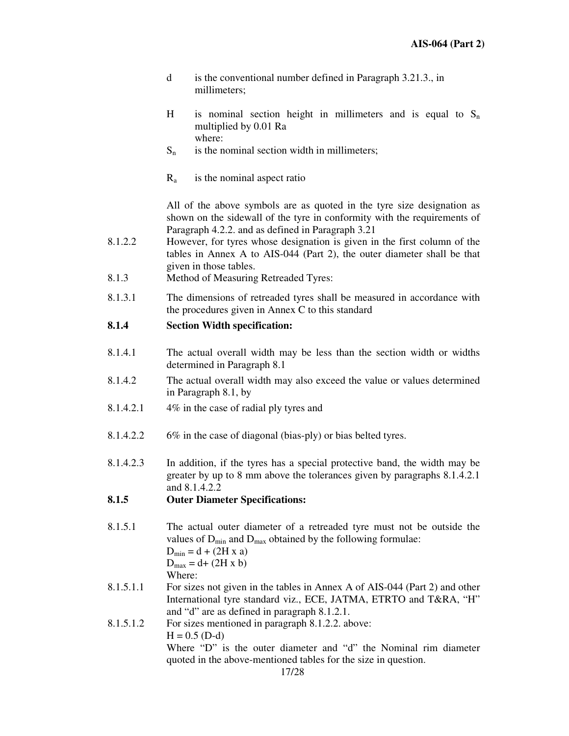d is the conventional number defined in Paragraph 3.21.3., in millimeters;

H is nominal section height in millimeters and is equal to $S_n$ multiplied by 0.01 Ra
where:

$S_n$ is the nominal section width in millimeters;

$R_a$ is the nominal aspect ratio

All of the above symbols are as quoted in the tyre size designation as shown on the sidewall of the tyre in conformity with the requirements of Paragraph 4.2.2. and as defined in Paragraph 3.21

8.1.2.2 However, for tyres whose designation is given in the first column of the tables in Annex A to AIS-044 (Part 2), the outer diameter shall be that given in those tables.

8.1.3 Method of Measuring Retreaded Tyres:

8.1.3.1 The dimensions of retreaded tyres shall be measured in accordance with the procedures given in Annex C to this standard

**8.1.4 Section Width specification:**

8.1.4.1 The actual overall width may be less than the section width or widths determined in Paragraph 8.1

8.1.4.2 The actual overall width may also exceed the value or values determined in Paragraph 8.1, by

8.1.4.2.1 4% in the case of radial ply tyres and

8.1.4.2.2 6% in the case of diagonal (bias-ply) or bias belted tyres.

8.1.4.2.3 In addition, if the tyres has a special protective band, the width may be greater by up to 8 mm above the tolerances given by paragraphs 8.1.4.2.1 and 8.1.4.2.2

**8.1.5 Outer Diameter Specifications:**

8.1.5.1 The actual outer diameter of a retreaded tyre must not be outside the values of $D_{min}$ and $D_{max}$ obtained by the following formulae:

$D_{min} = d + (2H \times a)$

$D_{max} = d + (2H \times b)$

Where:

8.1.5.1.1 For sizes not given in the tables in Annex A of AIS-044 (Part 2) and other International tyre standard viz., ECE, JATMA, ETRTO and T&RA, "H" and "d" are as defined in paragraph 8.1.2.1.

8.1.5.1.2 For sizes mentioned in paragraph 8.1.2.2. above:

$H = 0.5 (D-d)$

Where "D" is the outer diameter and "d" the Nominal rim diameter quoted in the above-mentioned tables for the size in question.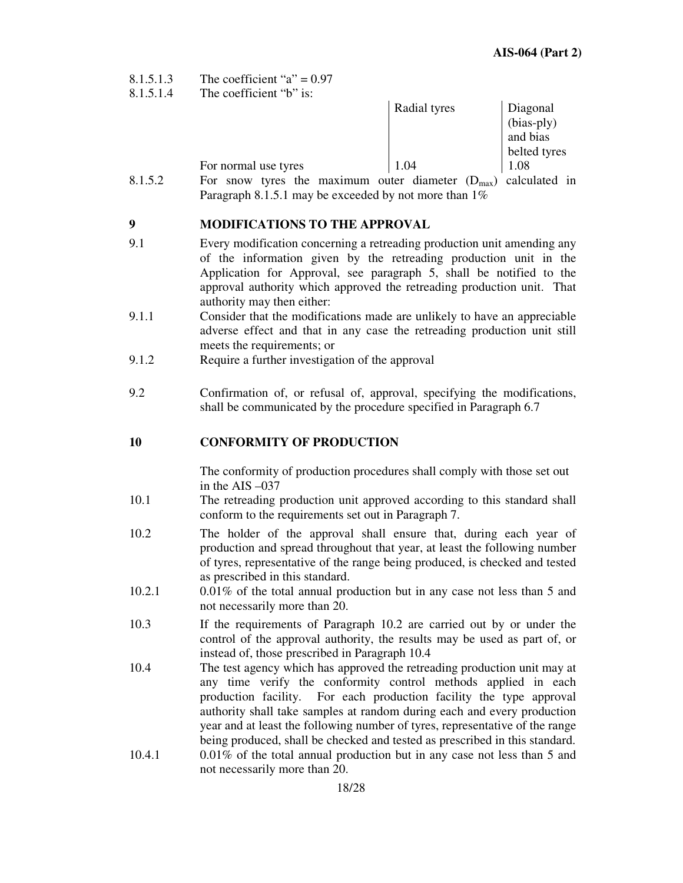8.1.5.1.3 The coefficient "a" = 0.97

8.1.5.1.4 The coefficient "b" is:

| | Radial tyres | Diagonal (bias-ply) and bias belted tyres |
|---|---|---|
| For normal use tyres | 1.04 | 1.08 |

8.1.5.2 For snow tyres the maximum outer diameter ($D_{max}$) calculated in Paragraph 8.1.5.1 may be exceeded by not more than 1%

## 9 MODIFICATIONS TO THE APPROVAL

9.1 Every modification concerning a retreading production unit amending any of the information given by the retreading production unit in the Application for Approval, see paragraph 5, shall be notified to the approval authority which approved the retreading production unit. That authority may then either:

9.1.1 Consider that the modifications made are unlikely to have an appreciable adverse effect and that in any case the retreading production unit still meets the requirements; or

9.1.2 Require a further investigation of the approval

9.2 Confirmation of, or refusal of, approval, specifying the modifications, shall be communicated by the procedure specified in Paragraph 6.7

## 10 CONFORMITY OF PRODUCTION

The conformity of production procedures shall comply with those set out in the AIS –037

10.1 The retreading production unit approved according to this standard shall conform to the requirements set out in Paragraph 7.

10.2 The holder of the approval shall ensure that, during each year of production and spread throughout that year, at least the following number of tyres, representative of the range being produced, is checked and tested as prescribed in this standard.

10.2.1 0.01% of the total annual production but in any case not less than 5 and not necessarily more than 20.

10.3 If the requirements of Paragraph 10.2 are carried out by or under the control of the approval authority, the results may be used as part of, or instead of, those prescribed in Paragraph 10.4

10.4 The test agency which has approved the retreading production unit may at any time verify the conformity control methods applied in each production facility. For each production facility the type approval authority shall take samples at random during each and every production year and at least the following number of tyres, representative of the range being produced, shall be checked and tested as prescribed in this standard.

10.4.1 0.01% of the total annual production but in any case not less than 5 and not necessarily more than 20.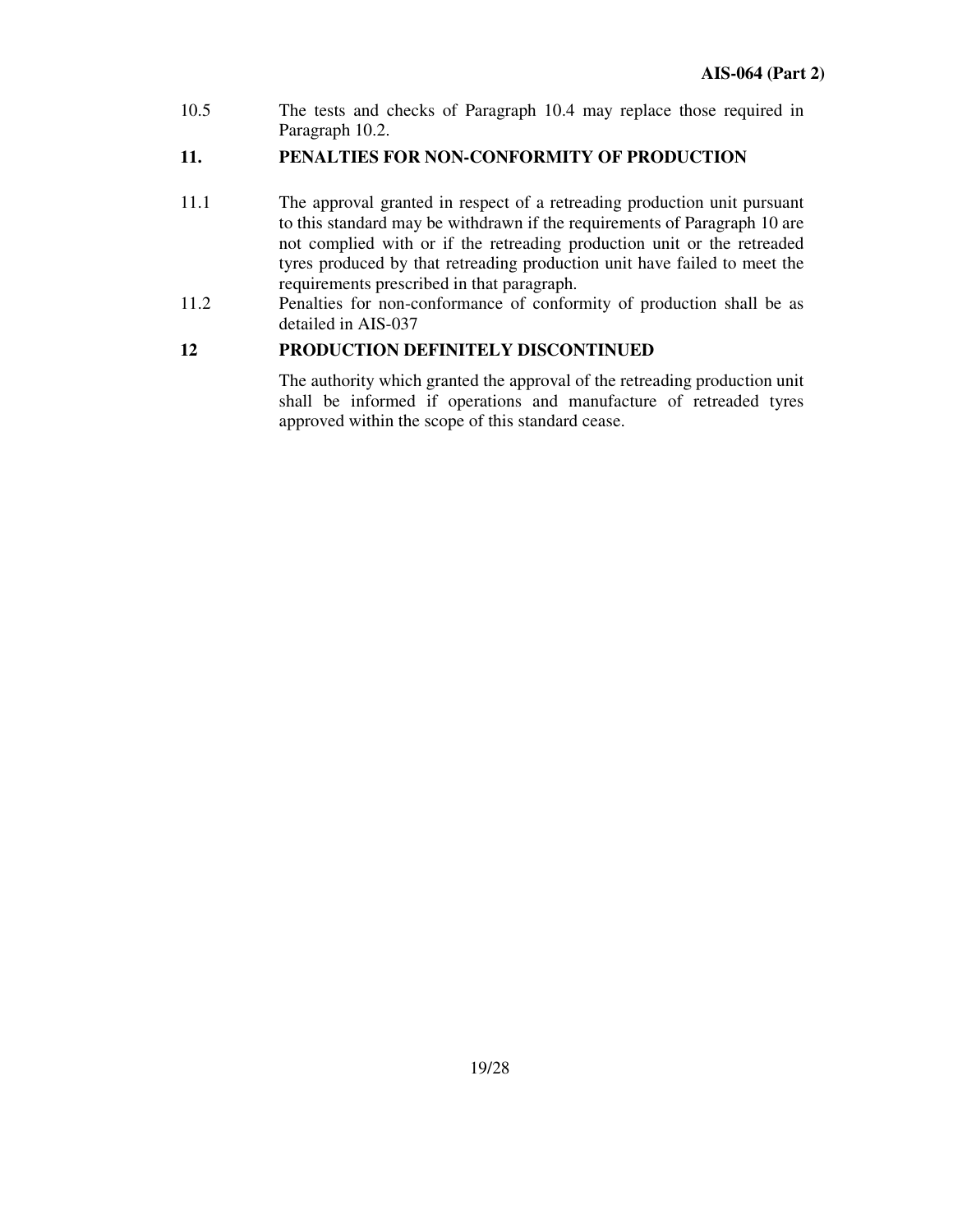10.5 The tests and checks of Paragraph 10.4 may replace those required in Paragraph 10.2.

## 11. PENALTIES FOR NON-CONFORMITY OF PRODUCTION

11.1 The approval granted in respect of a retreading production unit pursuant to this standard may be withdrawn if the requirements of Paragraph 10 are not complied with or if the retreading production unit or the retreaded tyres produced by that retreading production unit have failed to meet the requirements prescribed in that paragraph.

11.2 Penalties for non-conformance of conformity of production shall be as detailed in AIS-037

## 12 PRODUCTION DEFINITELY DISCONTINUED

The authority which granted the approval of the retreading production unit shall be informed if operations and manufacture of retreaded tyres approved within the scope of this standard cease.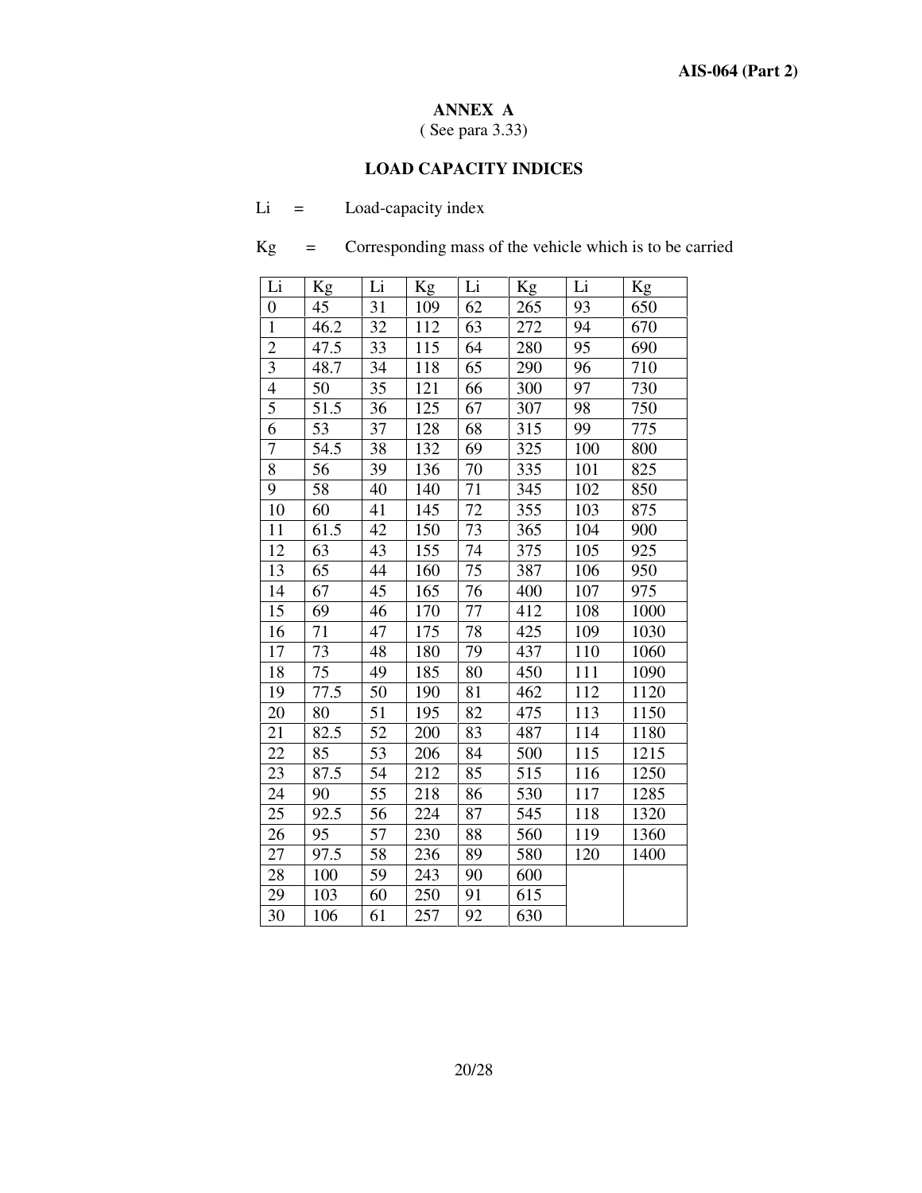## ANNEX A

( See para 3.33)

## LOAD CAPACITY INDICES

Li = Load-capacity index

Kg = Corresponding mass of the vehicle which is to be carried

| Li | Kg | Li | Kg | Li | Kg | Li | Kg |
|---|---|---|---|---|---|---|---|
| 0 | 45 | 31 | 109 | 62 | 265 | 93 | 650 |
| 1 | 46.2 | 32 | 112 | 63 | 272 | 94 | 670 |
| 2 | 47.5 | 33 | 115 | 64 | 280 | 95 | 690 |
| 3 | 48.7 | 34 | 118 | 65 | 290 | 96 | 710 |
| 4 | 50 | 35 | 121 | 66 | 300 | 97 | 730 |
| 5 | 51.5 | 36 | 125 | 67 | 307 | 98 | 750 |
| 6 | 53 | 37 | 128 | 68 | 315 | 99 | 775 |
| 7 | 54.5 | 38 | 132 | 69 | 325 | 100 | 800 |
| 8 | 56 | 39 | 136 | 70 | 335 | 101 | 825 |
| 9 | 58 | 40 | 140 | 71 | 345 | 102 | 850 |
| 10 | 60 | 41 | 145 | 72 | 355 | 103 | 875 |
| 11 | 61.5 | 42 | 150 | 73 | 365 | 104 | 900 |
| 12 | 63 | 43 | 155 | 74 | 375 | 105 | 925 |
| 13 | 65 | 44 | 160 | 75 | 387 | 106 | 950 |
| 14 | 67 | 45 | 165 | 76 | 400 | 107 | 975 |
| 15 | 69 | 46 | 170 | 77 | 412 | 108 | 1000 |
| 16 | 71 | 47 | 175 | 78 | 425 | 109 | 1030 |
| 17 | 73 | 48 | 180 | 79 | 437 | 110 | 1060 |
| 18 | 75 | 49 | 185 | 80 | 450 | 111 | 1090 |
| 19 | 77.5 | 50 | 190 | 81 | 462 | 112 | 1120 |
| 20 | 80 | 51 | 195 | 82 | 475 | 113 | 1150 |
| 21 | 82.5 | 52 | 200 | 83 | 487 | 114 | 1180 |
| 22 | 85 | 53 | 206 | 84 | 500 | 115 | 1215 |
| 23 | 87.5 | 54 | 212 | 85 | 515 | 116 | 1250 |
| 24 | 90 | 55 | 218 | 86 | 530 | 117 | 1285 |
| 25 | 92.5 | 56 | 224 | 87 | 545 | 118 | 1320 |
| 26 | 95 | 57 | 230 | 88 | 560 | 119 | 1360 |
| 27 | 97.5 | 58 | 236 | 89 | 580 | 120 | 1400 |
| 28 | 100 | 59 | 243 | 90 | 600 | | |
| 29 | 103 | 60 | 250 | 91 | 615 | | |
| 30 | 106 | 61 | 257 | 92 | 630 | | |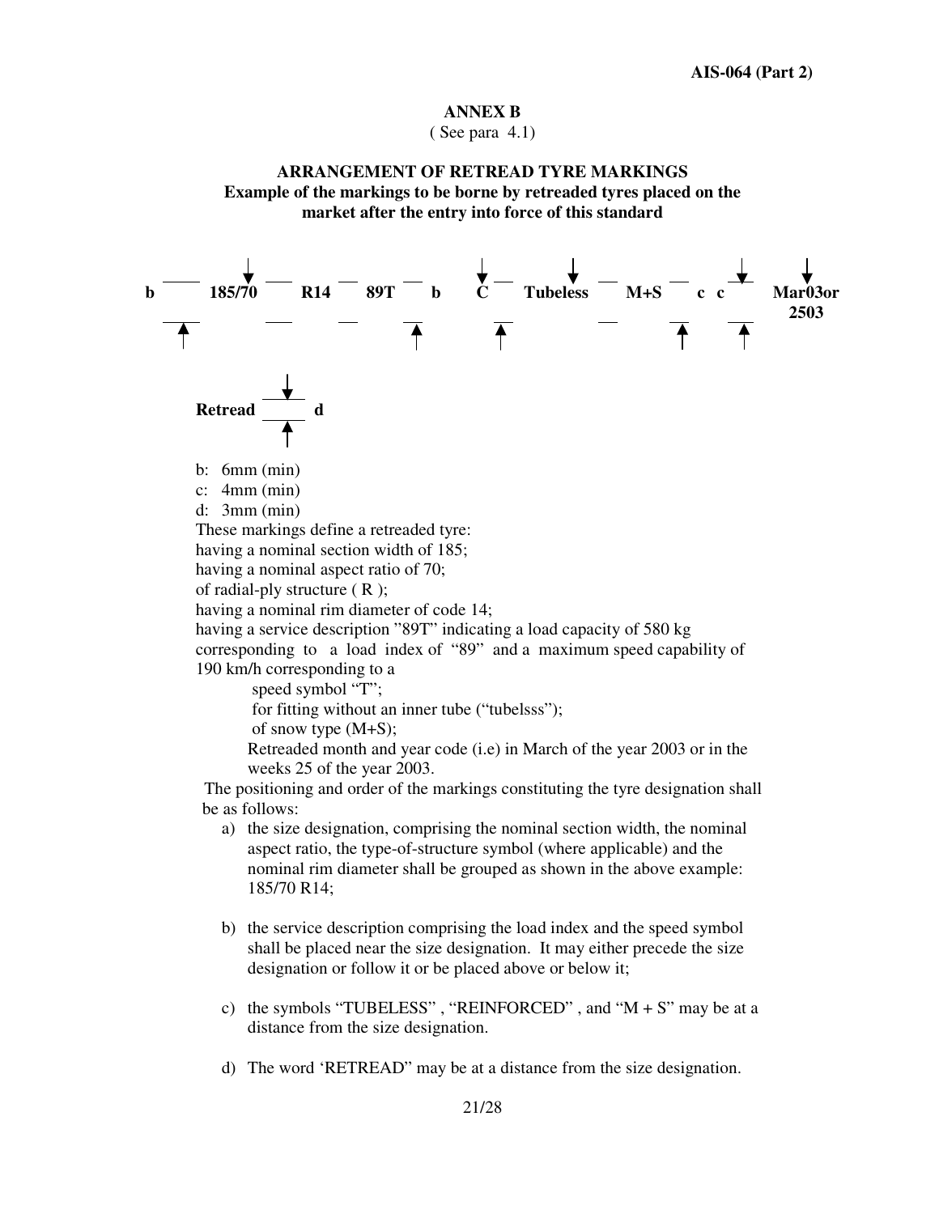## ANNEX B

( See para 4.1)

### ARRANGEMENT OF RETREAD TYRE MARKINGS

**Example of the markings to be borne by retreaded tyres placed on the market after the entry into force of this standard**

**b 185/70 R14 89T b C Tubeless M+S c c Mar03or 2503**

**Retread d**

b: 6mm (min)

c: 4mm (min)

d: 3mm (min)

These markings define a retreaded tyre:

having a nominal section width of 185;

having a nominal aspect ratio of 70;

of radial-ply structure ( R );

having a nominal rim diameter of code 14;

having a service description "89T" indicating a load capacity of 580 kg corresponding to a load index of "89" and a maximum speed capability of 190 km/h corresponding to a

speed symbol "T";

for fitting without an inner tube ("tubelsss");

of snow type (M+S);

Retreaded month and year code (i.e) in March of the year 2003 or in the weeks 25 of the year 2003.

The positioning and order of the markings constituting the tyre designation shall be as follows:

a) the size designation, comprising the nominal section width, the nominal aspect ratio, the type-of-structure symbol (where applicable) and the nominal rim diameter shall be grouped as shown in the above example: 185/70 R14;

b) the service description comprising the load index and the speed symbol shall be placed near the size designation. It may either precede the size designation or follow it or be placed above or below it;

c) the symbols "TUBELESS" , "REINFORCED" , and "M + S" may be at a distance from the size designation.

d) The word 'RETREAD" may be at a distance from the size designation.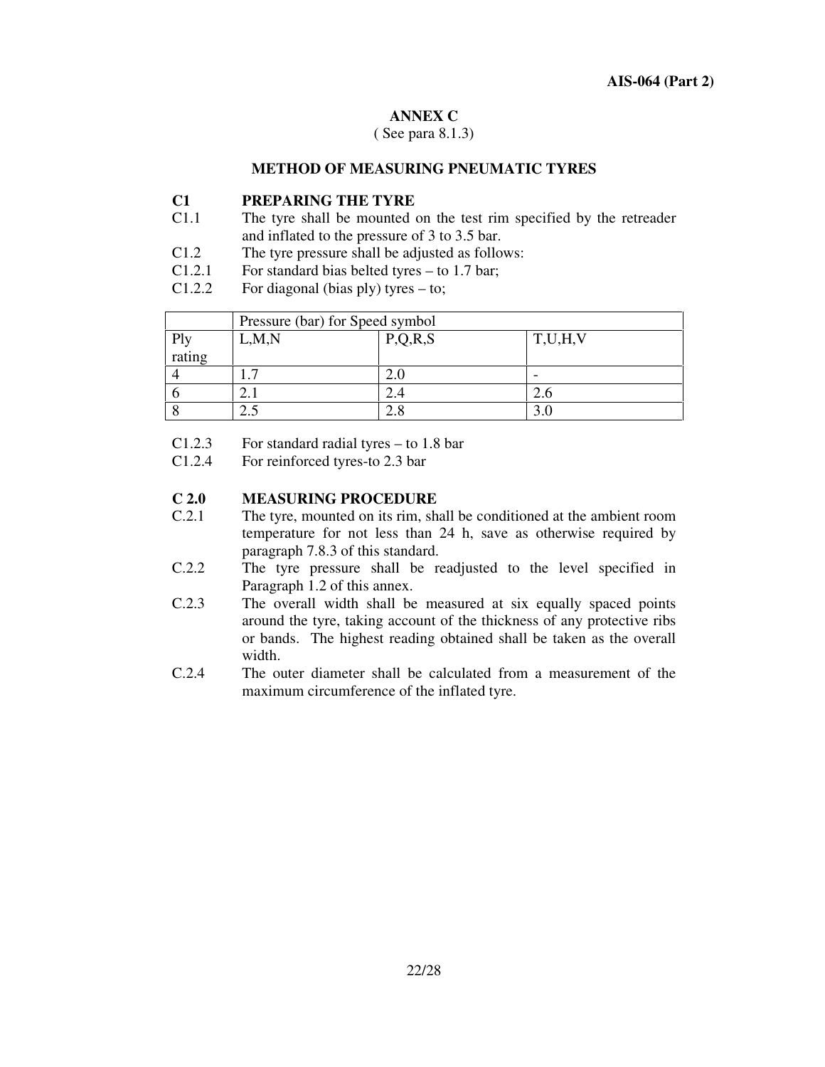## ANNEX C

( See para 8.1.3)

### METHOD OF MEASURING PNEUMATIC TYRES

**C1 PREPARING THE TYRE**

C1.1 The tyre shall be mounted on the test rim specified by the retreader and inflated to the pressure of 3 to 3.5 bar.

C1.2 The tyre pressure shall be adjusted as follows:

C1.2.1 For standard bias belted tyres – to 1.7 bar;

C1.2.2 For diagonal (bias ply) tyres – to;

| | Pressure (bar) for Speed symbol | | |
|---|---|---|---|
| Ply rating | L,M,N | P,Q,R,S | T,U,H,V |
| 4 | 1.7 | 2.0 | - |
| 6 | 2.1 | 2.4 | 2.6 |
| 8 | 2.5 | 2.8 | 3.0 |

C1.2.3 For standard radial tyres – to 1.8 bar

C1.2.4 For reinforced tyres-to 2.3 bar

**C 2.0 MEASURING PROCEDURE**

C.2.1 The tyre, mounted on its rim, shall be conditioned at the ambient room temperature for not less than 24 h, save as otherwise required by paragraph 7.8.3 of this standard.

C.2.2 The tyre pressure shall be readjusted to the level specified in Paragraph 1.2 of this annex.

C.2.3 The overall width shall be measured at six equally spaced points around the tyre, taking account of the thickness of any protective ribs or bands. The highest reading obtained shall be taken as the overall width.

C.2.4 The outer diameter shall be calculated from a measurement of the maximum circumference of the inflated tyre.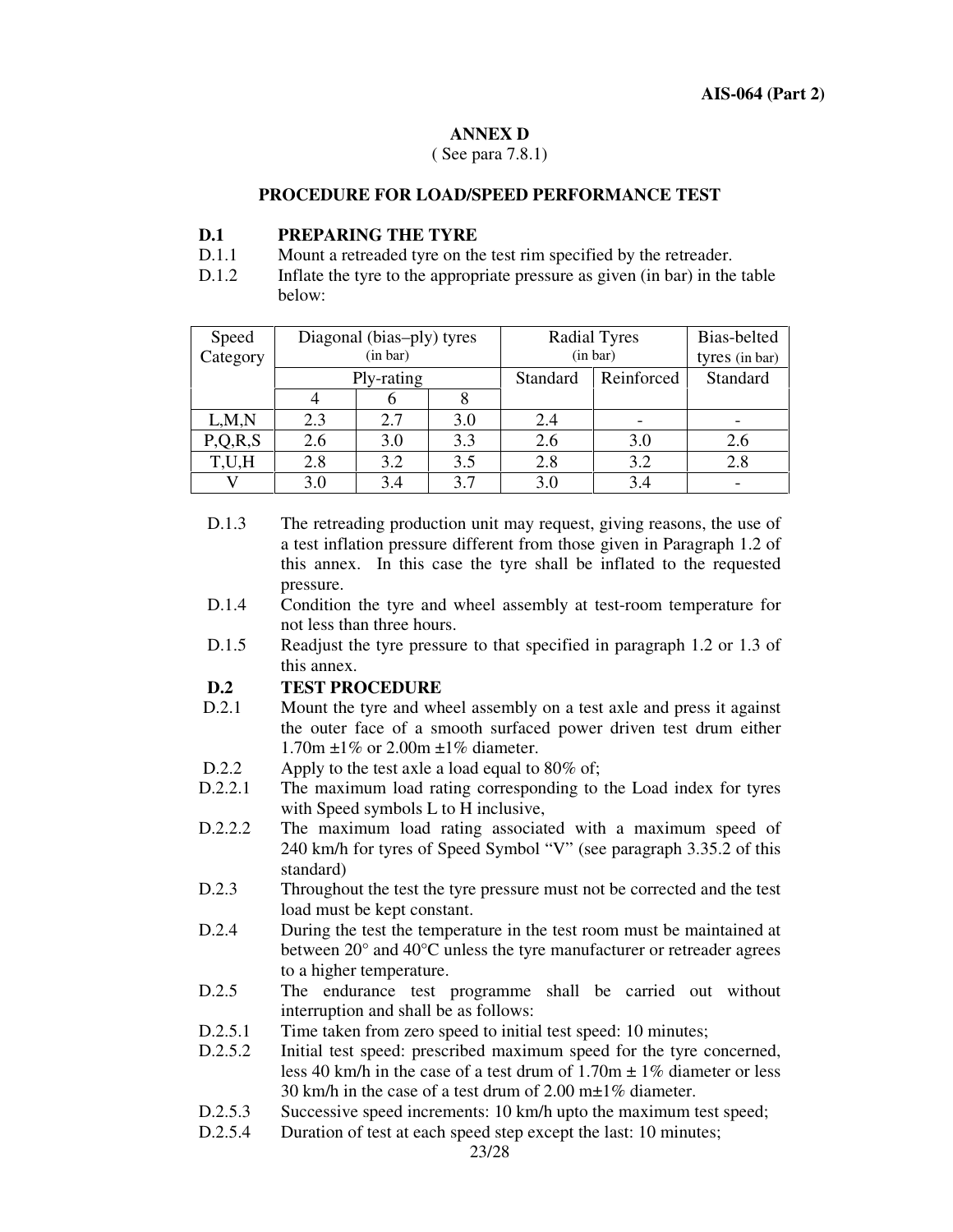## ANNEX D

( See para 7.8.1)

### PROCEDURE FOR LOAD/SPEED PERFORMANCE TEST

**D.1 PREPARING THE TYRE**

D.1.1 Mount a retreaded tyre on the test rim specified by the retreader.

D.1.2 Inflate the tyre to the appropriate pressure as given (in bar) in the table below:

| Speed Category | Diagonal (bias–ply) tyres (in bar) | | | Radial Tyres (in bar) | | Bias-belted tyres (in bar) |
|---|---|---|---|---|---|---|
| | Ply-rating | | | Standard | Reinforced | Standard |
| | 4 | 6 | 8 | | | |
| L,M,N | 2.3 | 2.7 | 3.0 | 2.4 | - | - |
| P,Q,R,S | 2.6 | 3.0 | 3.3 | 2.6 | 3.0 | 2.6 |
| T,U,H | 2.8 | 3.2 | 3.5 | 2.8 | 3.2 | 2.8 |
| V | 3.0 | 3.4 | 3.7 | 3.0 | 3.4 | - |

D.1.3 The retreading production unit may request, giving reasons, the use of a test inflation pressure different from those given in Paragraph 1.2 of this annex. In this case the tyre shall be inflated to the requested pressure.

D.1.4 Condition the tyre and wheel assembly at test-room temperature for not less than three hours.

D.1.5 Readjust the tyre pressure to that specified in paragraph 1.2 or 1.3 of this annex.

**D.2 TEST PROCEDURE**

D.2.1 Mount the tyre and wheel assembly on a test axle and press it against the outer face of a smooth surfaced power driven test drum either 1.70m ±1% or 2.00m ±1% diameter.

D.2.2 Apply to the test axle a load equal to 80% of;

D.2.2.1 The maximum load rating corresponding to the Load index for tyres with Speed symbols L to H inclusive,

D.2.2.2 The maximum load rating associated with a maximum speed of 240 km/h for tyres of Speed Symbol "V" (see paragraph 3.35.2 of this standard)

D.2.3 Throughout the test the tyre pressure must not be corrected and the test load must be kept constant.

D.2.4 During the test the temperature in the test room must be maintained at between 20° and 40°C unless the tyre manufacturer or retreader agrees to a higher temperature.

D.2.5 The endurance test programme shall be carried out without interruption and shall be as follows:

D.2.5.1 Time taken from zero speed to initial test speed: 10 minutes;

D.2.5.2 Initial test speed: prescribed maximum speed for the tyre concerned, less 40 km/h in the case of a test drum of 1.70m ± 1% diameter or less 30 km/h in the case of a test drum of 2.00 m±1% diameter.

D.2.5.3 Successive speed increments: 10 km/h upto the maximum test speed;

D.2.5.4 Duration of test at each speed step except the last: 10 minutes;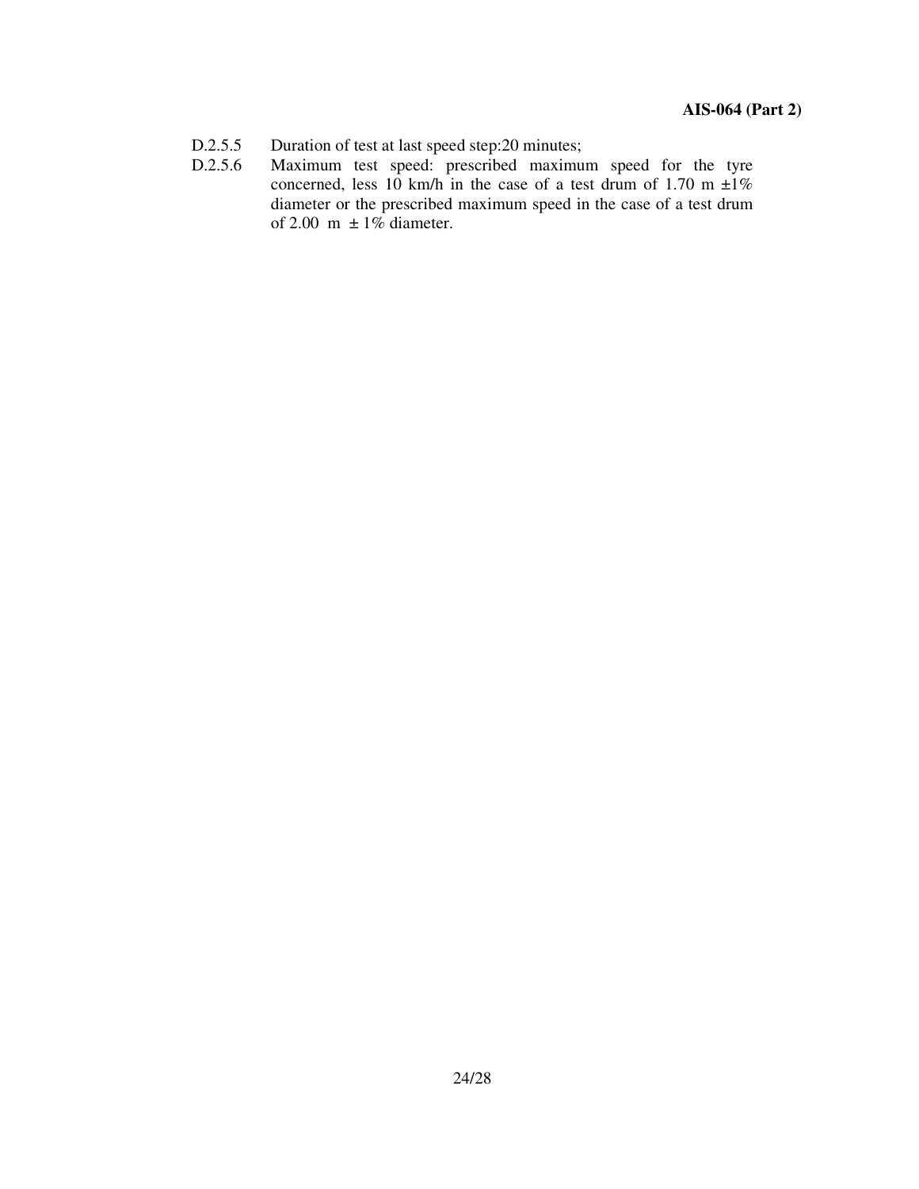D.2.5.5 Duration of test at last speed step:20 minutes;

D.2.5.6 Maximum test speed: prescribed maximum speed for the tyre concerned, less 10 km/h in the case of a test drum of 1.70 m ±1% diameter or the prescribed maximum speed in the case of a test drum of 2.00 m ± 1% diameter.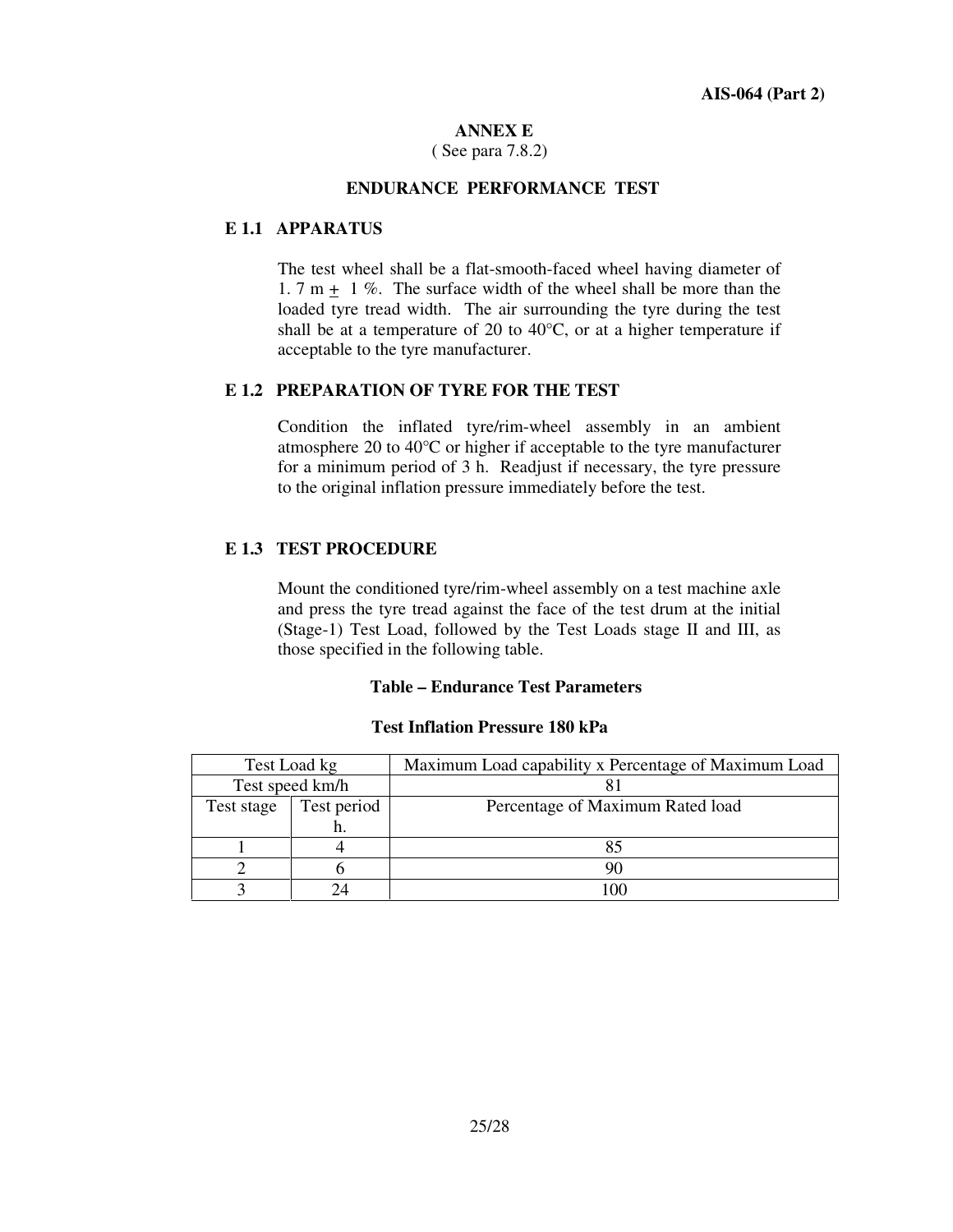# ANNEX E

( See para 7.8.2)

## ENDURANCE PERFORMANCE TEST

### E 1.1 APPARATUS

The test wheel shall be a flat-smooth-faced wheel having diameter of 1. 7 m ± 1 %. The surface width of the wheel shall be more than the loaded tyre tread width. The air surrounding the tyre during the test shall be at a temperature of 20 to 40°C, or at a higher temperature if acceptable to the tyre manufacturer.

### E 1.2 PREPARATION OF TYRE FOR THE TEST

Condition the inflated tyre/rim-wheel assembly in an ambient atmosphere 20 to 40°C or higher if acceptable to the tyre manufacturer for a minimum period of 3 h. Readjust if necessary, the tyre pressure to the original inflation pressure immediately before the test.

### E 1.3 TEST PROCEDURE

Mount the conditioned tyre/rim-wheel assembly on a test machine axle and press the tyre tread against the face of the test drum at the initial (Stage-1) Test Load, followed by the Test Loads stage II and III, as those specified in the following table.

**Table – Endurance Test Parameters**

**Test Inflation Pressure 180 kPa**

| Test Load kg | | Maximum Load capability x Percentage of Maximum Load |
|---|---|---|
| Test speed km/h | | 81 |
| Test stage | Test period h. | Percentage of Maximum Rated load |
| 1 | 4 | 85 |
| 2 | 6 | 90 |
| 3 | 24 | 100 |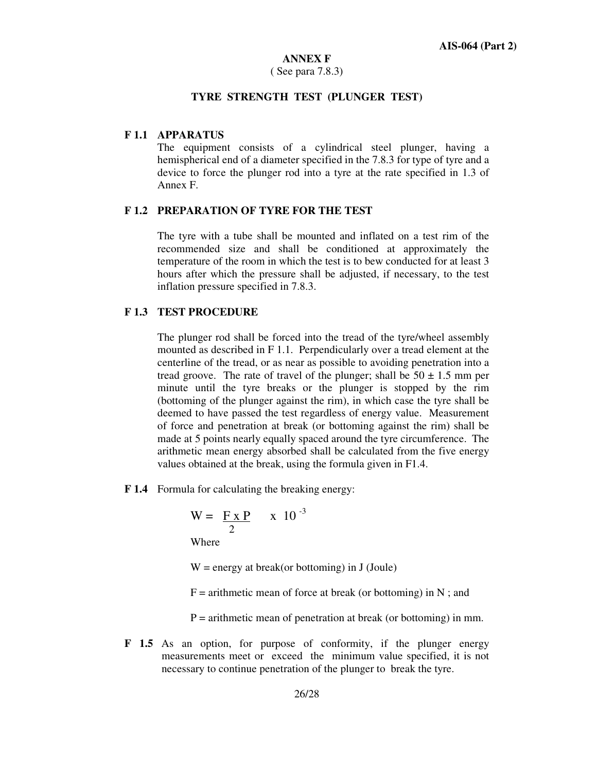## ANNEX F

( See para 7.8.3)

### TYRE STRENGTH TEST (PLUNGER TEST)

**F 1.1 APPARATUS**

The equipment consists of a cylindrical steel plunger, having a hemispherical end of a diameter specified in the 7.8.3 for type of tyre and a device to force the plunger rod into a tyre at the rate specified in 1.3 of Annex F.

**F 1.2 PREPARATION OF TYRE FOR THE TEST**

The tyre with a tube shall be mounted and inflated on a test rim of the recommended size and shall be conditioned at approximately the temperature of the room in which the test is to bew conducted for at least 3 hours after which the pressure shall be adjusted, if necessary, to the test inflation pressure specified in 7.8.3.

**F 1.3 TEST PROCEDURE**

The plunger rod shall be forced into the tread of the tyre/wheel assembly mounted as described in F 1.1. Perpendicularly over a tread element at the centerline of the tread, or as near as possible to avoiding penetration into a tread groove. The rate of travel of the plunger; shall be 50 ± 1.5 mm per minute until the tyre breaks or the plunger is stopped by the rim (bottoming of the plunger against the rim), in which case the tyre shall be deemed to have passed the test regardless of energy value. Measurement of force and penetration at break (or bottoming against the rim) shall be made at 5 points nearly equally spaced around the tyre circumference. The arithmetic mean energy absorbed shall be calculated from the five energy values obtained at the break, using the formula given in F1.4.

**F 1.4** Formula for calculating the breaking energy:

$$W = \frac{F \times P}{2} \times 10^{-3}$$

Where

W = energy at break(or bottoming) in J (Joule)

F = arithmetic mean of force at break (or bottoming) in N ; and

P = arithmetic mean of penetration at break (or bottoming) in mm.

**F 1.5** As an option, for purpose of conformity, if the plunger energy measurements meet or exceed the minimum value specified, it is not necessary to continue penetration of the plunger to break the tyre.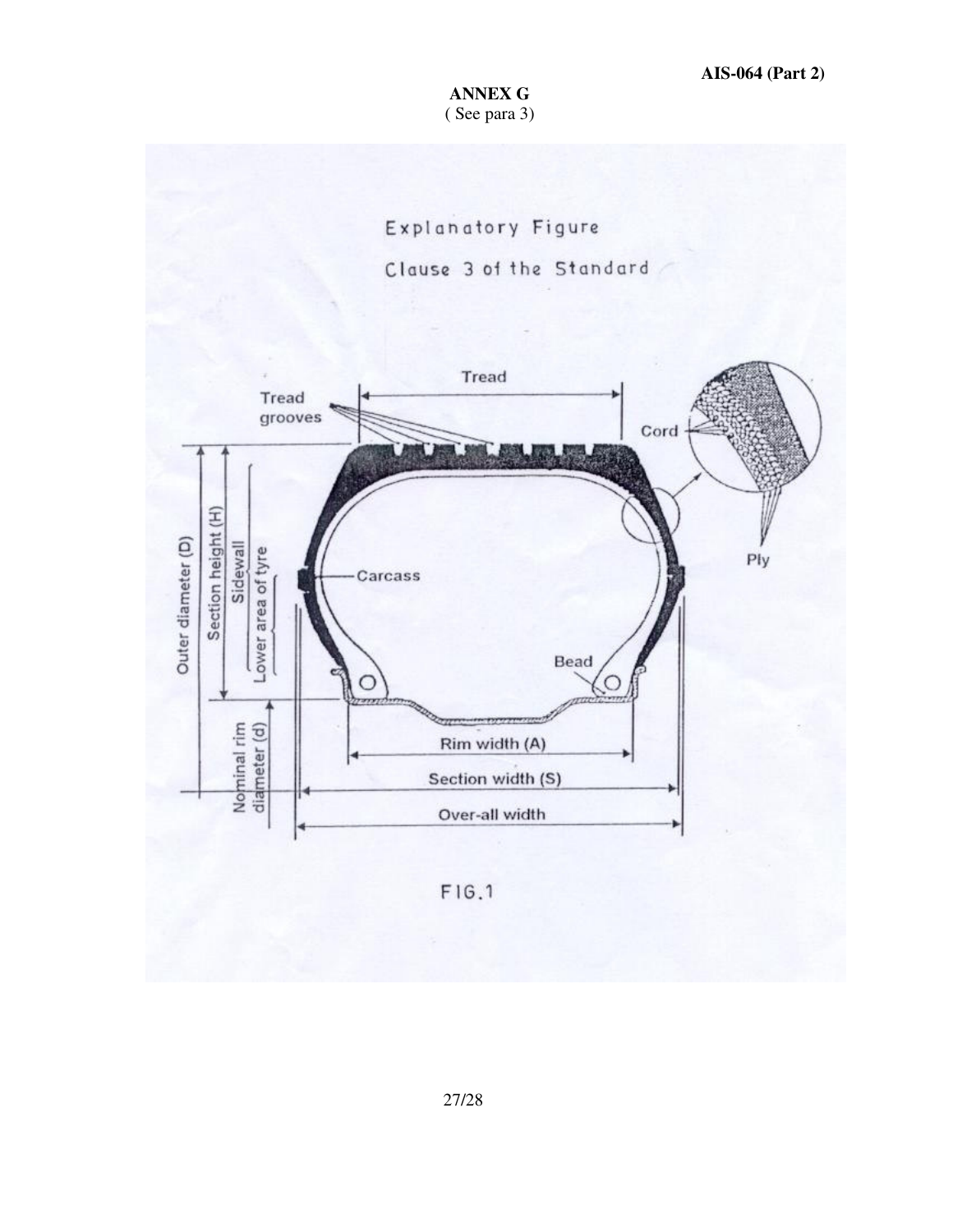# ANNEX G

( See para 3)

Explanatory Figure

Clause 3 of the Standard

Tread

Tread grooves

Cord

Ply

Outer diameter (D)

Section height (H)

Sidewall

Lower area of tyre

Carcass

Bead

Nominal rim diameter (d)

Rim width (A)

Section width (S)

Over-all width

FIG.1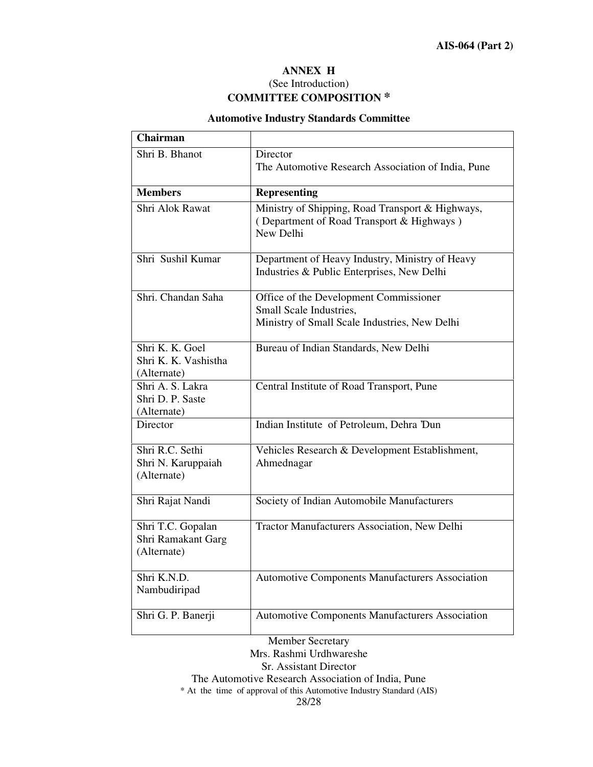## ANNEX H

(See Introduction)

**COMMITTEE COMPOSITION \***

**Automotive Industry Standards Committee**

| **Chairman** | |
|---|---|
| Shri B. Bhanot | Director<br>The Automotive Research Association of India, Pune |
| **Members** | **Representing** |
| Shri Alok Rawat | Ministry of Shipping, Road Transport & Highways, ( Department of Road Transport & Highways )<br>New Delhi |
| Shri Sushil Kumar | Department of Heavy Industry, Ministry of Heavy Industries & Public Enterprises, New Delhi |
| Shri. Chandan Saha | Office of the Development Commissioner<br>Small Scale Industries,<br>Ministry of Small Scale Industries, New Delhi |
| Shri K. K. Goel<br>Shri K. K. Vashistha (Alternate) | Bureau of Indian Standards, New Delhi |
| Shri A. S. Lakra<br>Shri D. P. Saste (Alternate) | Central Institute of Road Transport, Pune |
| Director | Indian Institute of Petroleum, Dehra 'Dun |
| Shri R.C. Sethi<br>Shri N. Karuppaiah (Alternate) | Vehicles Research & Development Establishment, Ahmednagar |
| Shri Rajat Nandi | Society of Indian Automobile Manufacturers |
| Shri T.C. Gopalan<br>Shri Ramakant Garg (Alternate) | Tractor Manufacturers Association, New Delhi |
| Shri K.N.D. Nambudiripad | Automotive Components Manufacturers Association |
| Shri G. P. Banerji | Automotive Components Manufacturers Association |

Member Secretary
Mrs. Rashmi Urdhwareshe
Sr. Assistant Director
The Automotive Research Association of India, Pune

\* At the time of approval of this Automotive Industry Standard (AIS)